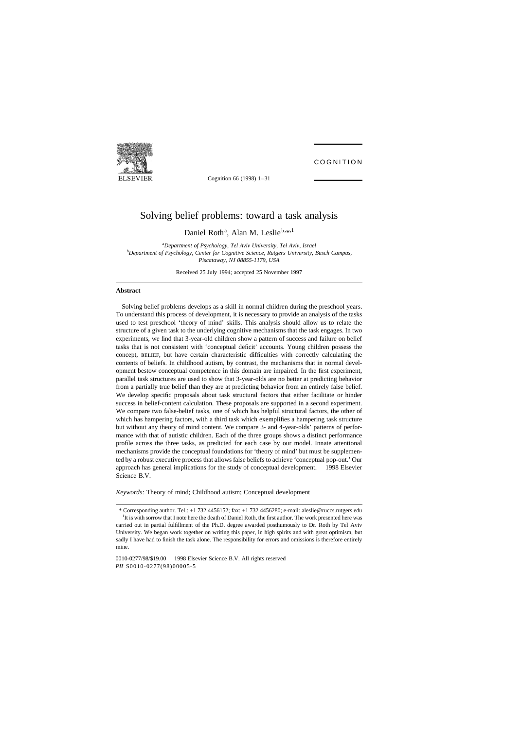# Solving belief problems: toward a task analysis

Daniel Roth[a], Alan M. Leslie[b,*,1]

[a]*Department of Psychology, Tel Aviv University, Tel Aviv, Israel*
[b]*Department of Psychology, Center for Cognitive Science, Rutgers University, Busch Campus, Piscataway, NJ 08855-1179, USA*

Received 25 July 1994; accepted 25 November 1997

## Abstract

Solving belief problems develops as a skill in normal children during the preschool years. To understand this process of development, it is necessary to provide an analysis of the tasks used to test preschool 'theory of mind' skills. This analysis should allow us to relate the structure of a given task to the underlying cognitive mechanisms that the task engages. In two experiments, we find that 3-year-old children show a pattern of success and failure on belief tasks that is not consistent with 'conceptual deficit' accounts. Young children possess the concept, BELIEF, but have certain characteristic difficulties with correctly calculating the contents of beliefs. In childhood autism, by contrast, the mechanisms that in normal development bestow conceptual competence in this domain are impaired. In the first experiment, parallel task structures are used to show that 3-year-olds are no better at predicting behavior from a partially true belief than they are at predicting behavior from an entirely false belief. We develop specific proposals about task structural factors that either facilitate or hinder success in belief-content calculation. These proposals are supported in a second experiment. We compare two false-belief tasks, one of which has helpful structural factors, the other of which has hampering factors, with a third task which exemplifies a hampering task structure but without any theory of mind content. We compare 3- and 4-year-olds' patterns of performance with that of autistic children. Each of the three groups shows a distinct performance profile across the three tasks, as predicted for each case by our model. Innate attentional mechanisms provide the conceptual foundations for 'theory of mind' but must be supplemented by a robust executive process that allows false beliefs to achieve 'conceptual pop-out.' Our approach has general implications for the study of conceptual development. © 1998 Elsevier Science B.V.

*Keywords:* Theory of mind; Childhood autism; Conceptual development

---

\* Corresponding author. Tel.: +1 732 4456152; fax: +1 732 4456280; e-mail: aleslie@ruccs.rutgers.edu

[1] It is with sorrow that I note here the death of Daniel Roth, the first author. The work presented here was carried out in partial fulfillment of the Ph.D. degree awarded posthumously to Dr. Roth by Tel Aviv University. We began work together on writing this paper, in high spirits and with great optimism, but sadly I have had to finish the task alone. The responsibility for errors and omissions is therefore entirely mine.

0010-0277/98/$19.00 © 1998 Elsevier Science B.V. All rights reserved
*PII* S0010-0277(98)00005-5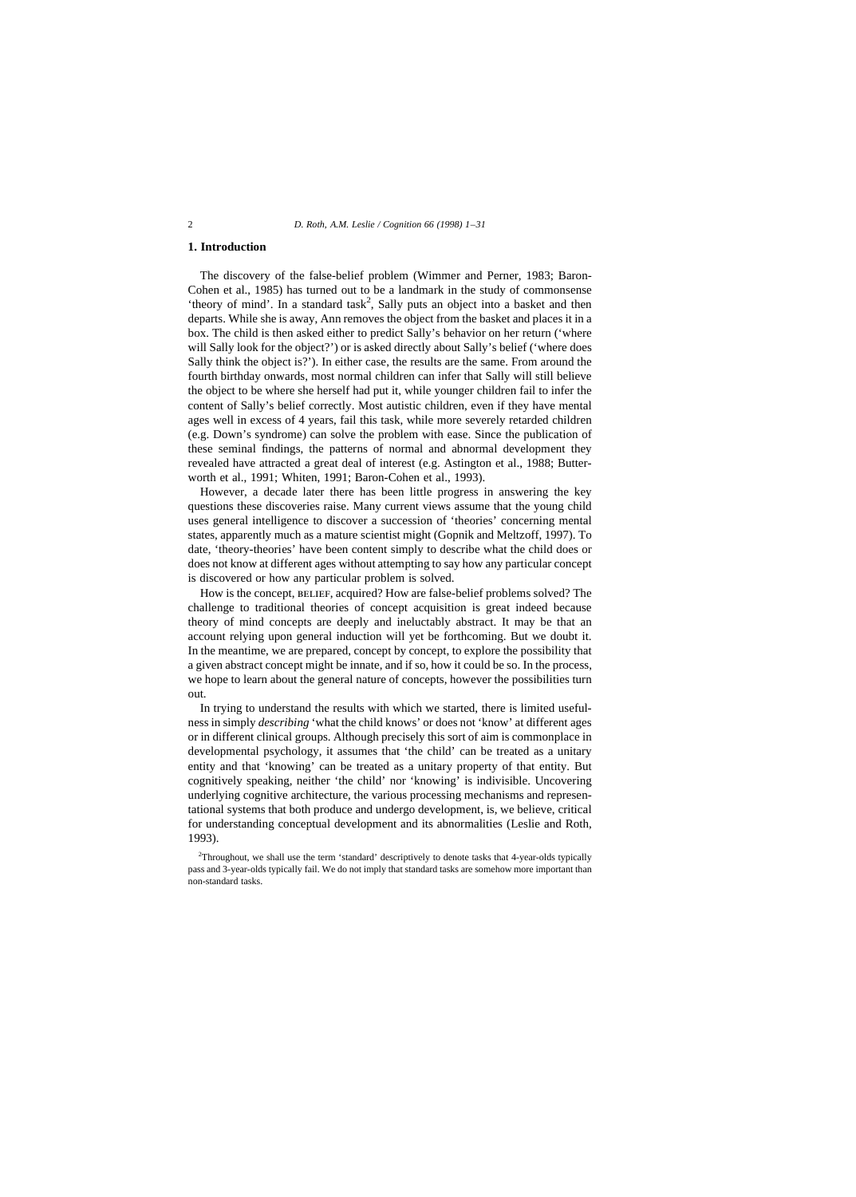## 1. Introduction

The discovery of the false-belief problem (Wimmer and Perner, 1983; Baron-Cohen et al., 1985) has turned out to be a landmark in the study of commonsense 'theory of mind'. In a standard task[2], Sally puts an object into a basket and then departs. While she is away, Ann removes the object from the basket and places it in a box. The child is then asked either to predict Sally's behavior on her return ('where will Sally look for the object?') or is asked directly about Sally's belief ('where does Sally think the object is?'). In either case, the results are the same. From around the fourth birthday onwards, most normal children can infer that Sally will still believe the object to be where she herself had put it, while younger children fail to infer the content of Sally's belief correctly. Most autistic children, even if they have mental ages well in excess of 4 years, fail this task, while more severely retarded children (e.g. Down's syndrome) can solve the problem with ease. Since the publication of these seminal findings, the patterns of normal and abnormal development they revealed have attracted a great deal of interest (e.g. Astington et al., 1988; Butterworth et al., 1991; Whiten, 1991; Baron-Cohen et al., 1993).

However, a decade later there has been little progress in answering the key questions these discoveries raise. Many current views assume that the young child uses general intelligence to discover a succession of 'theories' concerning mental states, apparently much as a mature scientist might (Gopnik and Meltzoff, 1997). To date, 'theory-theories' have been content simply to describe what the child does or does not know at different ages without attempting to say how any particular concept is discovered or how any particular problem is solved.

How is the concept, BELIEF, acquired? How are false-belief problems solved? The challenge to traditional theories of concept acquisition is great indeed because theory of mind concepts are deeply and ineluctably abstract. It may be that an account relying upon general induction will yet be forthcoming. But we doubt it. In the meantime, we are prepared, concept by concept, to explore the possibility that a given abstract concept might be innate, and if so, how it could be so. In the process, we hope to learn about the general nature of concepts, however the possibilities turn out.

In trying to understand the results with which we started, there is limited usefulness in simply *describing* 'what the child knows' or does not 'know' at different ages or in different clinical groups. Although precisely this sort of aim is commonplace in developmental psychology, it assumes that 'the child' can be treated as a unitary entity and that 'knowing' can be treated as a unitary property of that entity. But cognitively speaking, neither 'the child' nor 'knowing' is indivisible. Uncovering underlying cognitive architecture, the various processing mechanisms and representational systems that both produce and undergo development, is, we believe, critical for understanding conceptual development and its abnormalities (Leslie and Roth, 1993).

[2]Throughout, we shall use the term 'standard' descriptively to denote tasks that 4-year-olds typically pass and 3-year-olds typically fail. We do not imply that standard tasks are somehow more important than non-standard tasks.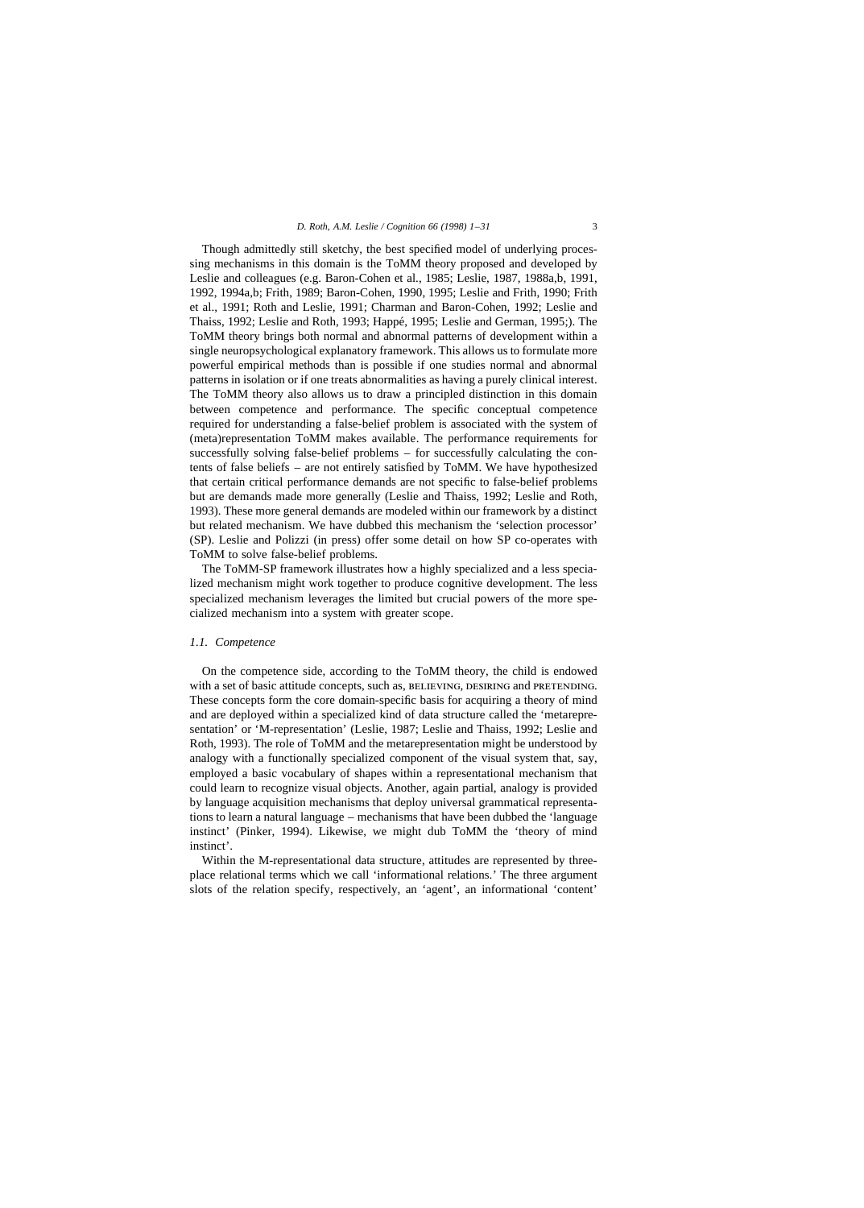Though admittedly still sketchy, the best specified model of underlying processing mechanisms in this domain is the ToMM theory proposed and developed by Leslie and colleagues (e.g. Baron-Cohen et al., 1985; Leslie, 1987, 1988a,b, 1991, 1992, 1994a,b; Frith, 1989; Baron-Cohen, 1990, 1995; Leslie and Frith, 1990; Frith et al., 1991; Roth and Leslie, 1991; Charman and Baron-Cohen, 1992; Leslie and Thaiss, 1992; Leslie and Roth, 1993; Happé, 1995; Leslie and German, 1995;). The ToMM theory brings both normal and abnormal patterns of development within a single neuropsychological explanatory framework. This allows us to formulate more powerful empirical methods than is possible if one studies normal and abnormal patterns in isolation or if one treats abnormalities as having a purely clinical interest. The ToMM theory also allows us to draw a principled distinction in this domain between competence and performance. The specific conceptual competence required for understanding a false-belief problem is associated with the system of (meta)representation ToMM makes available. The performance requirements for successfully solving false-belief problems – for successfully calculating the contents of false beliefs – are not entirely satisfied by ToMM. We have hypothesized that certain critical performance demands are not specific to false-belief problems but are demands made more generally (Leslie and Thaiss, 1992; Leslie and Roth, 1993). These more general demands are modeled within our framework by a distinct but related mechanism. We have dubbed this mechanism the 'selection processor' (SP). Leslie and Polizzi (in press) offer some detail on how SP co-operates with ToMM to solve false-belief problems.

The ToMM-SP framework illustrates how a highly specialized and a less specialized mechanism might work together to produce cognitive development. The less specialized mechanism leverages the limited but crucial powers of the more specialized mechanism into a system with greater scope.

### 1.1. Competence

On the competence side, according to the ToMM theory, the child is endowed with a set of basic attitude concepts, such as, BELIEVING, DESIRING and PRETENDING. These concepts form the core domain-specific basis for acquiring a theory of mind and are deployed within a specialized kind of data structure called the 'metarepresentation' or 'M-representation' (Leslie, 1987; Leslie and Thaiss, 1992; Leslie and Roth, 1993). The role of ToMM and the metarepresentation might be understood by analogy with a functionally specialized component of the visual system that, say, employed a basic vocabulary of shapes within a representational mechanism that could learn to recognize visual objects. Another, again partial, analogy is provided by language acquisition mechanisms that deploy universal grammatical representations to learn a natural language – mechanisms that have been dubbed the 'language instinct' (Pinker, 1994). Likewise, we might dub ToMM the 'theory of mind instinct'.

Within the M-representational data structure, attitudes are represented by three-place relational terms which we call 'informational relations.' The three argument slots of the relation specify, respectively, an 'agent', an informational 'content'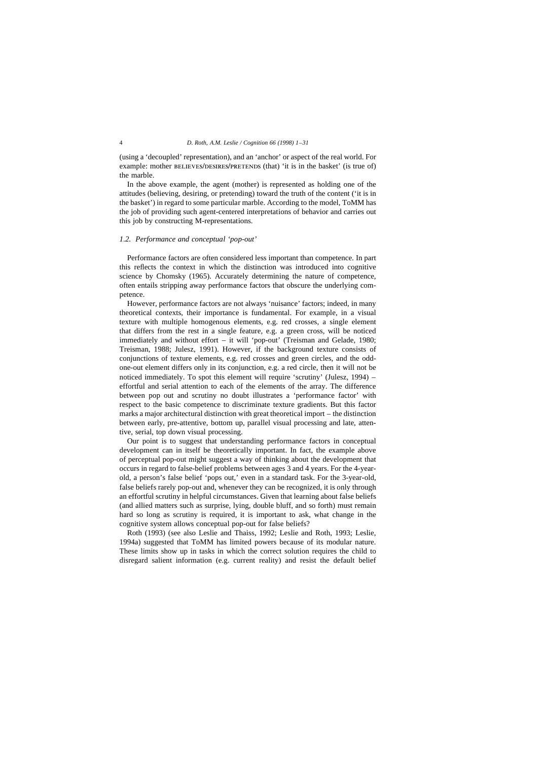(using a 'decoupled' representation), and an 'anchor' or aspect of the real world. For example: mother BELIEVES/DESIRES/PRETENDS (that) 'it is in the basket' (is true of) the marble.

In the above example, the agent (mother) is represented as holding one of the attitudes (believing, desiring, or pretending) toward the truth of the content ('it is in the basket') in regard to some particular marble. According to the model, ToMM has the job of providing such agent-centered interpretations of behavior and carries out this job by constructing M-representations.

### *1.2. Performance and conceptual 'pop-out'*

Performance factors are often considered less important than competence. In part this reflects the context in which the distinction was introduced into cognitive science by Chomsky (1965). Accurately determining the nature of competence, often entails stripping away performance factors that obscure the underlying competence.

However, performance factors are not always 'nuisance' factors; indeed, in many theoretical contexts, their importance is fundamental. For example, in a visual texture with multiple homogenous elements, e.g. red crosses, a single element that differs from the rest in a single feature, e.g. a green cross, will be noticed immediately and without effort – it will 'pop-out' (Treisman and Gelade, 1980; Treisman, 1988; Julesz, 1991). However, if the background texture consists of conjunctions of texture elements, e.g. red crosses and green circles, and the odd-one-out element differs only in its conjunction, e.g. a red circle, then it will not be noticed immediately. To spot this element will require 'scrutiny' (Julesz, 1994) – effortful and serial attention to each of the elements of the array. The difference between pop out and scrutiny no doubt illustrates a 'performance factor' with respect to the basic competence to discriminate texture gradients. But this factor marks a major architectural distinction with great theoretical import – the distinction between early, pre-attentive, bottom up, parallel visual processing and late, attentive, serial, top down visual processing.

Our point is to suggest that understanding performance factors in conceptual development can in itself be theoretically important. In fact, the example above of perceptual pop-out might suggest a way of thinking about the development that occurs in regard to false-belief problems between ages 3 and 4 years. For the 4-year-old, a person's false belief 'pops out,' even in a standard task. For the 3-year-old, false beliefs rarely pop-out and, whenever they can be recognized, it is only through an effortful scrutiny in helpful circumstances. Given that learning about false beliefs (and allied matters such as surprise, lying, double bluff, and so forth) must remain hard so long as scrutiny is required, it is important to ask, what change in the cognitive system allows conceptual pop-out for false beliefs?

Roth (1993) (see also Leslie and Thaiss, 1992; Leslie and Roth, 1993; Leslie, 1994a) suggested that ToMM has limited powers because of its modular nature. These limits show up in tasks in which the correct solution requires the child to disregard salient information (e.g. current reality) and resist the default belief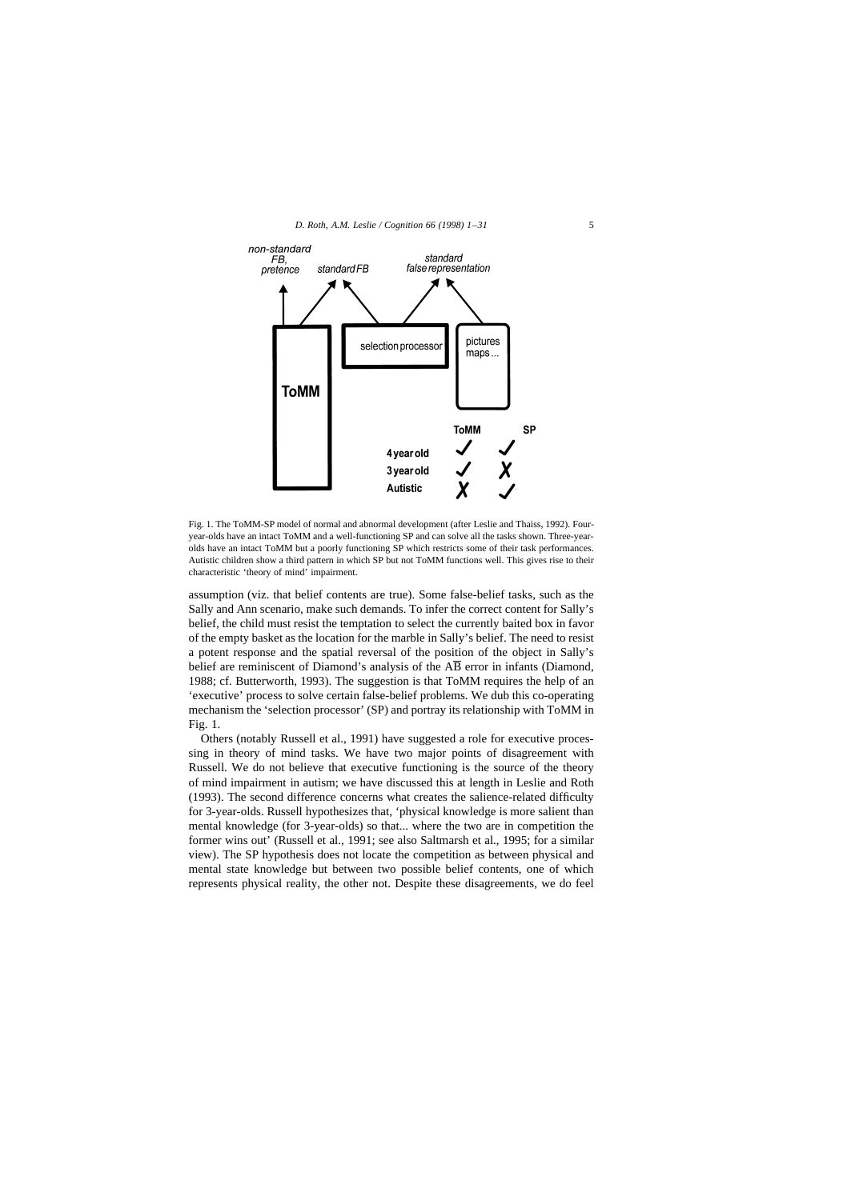Fig. 1. The ToMM-SP model of normal and abnormal development (after Leslie and Thaiss, 1992). Four-year-olds have an intact ToMM and a well-functioning SP and can solve all the tasks shown. Three-year-olds have an intact ToMM but a poorly functioning SP which restricts some of their task performances. Autistic children show a third pattern in which SP but not ToMM functions well. This gives rise to their characteristic 'theory of mind' impairment.

assumption (viz. that belief contents are true). Some false-belief tasks, such as the Sally and Ann scenario, make such demands. To infer the correct content for Sally's belief, the child must resist the temptation to select the currently baited box in favor of the empty basket as the location for the marble in Sally's belief. The need to resist a potent response and the spatial reversal of the position of the object in Sally's belief are reminiscent of Diamond's analysis of the A$\overline{\text{B}}$ error in infants (Diamond, 1988; cf. Butterworth, 1993). The suggestion is that ToMM requires the help of an 'executive' process to solve certain false-belief problems. We dub this co-operating mechanism the 'selection processor' (SP) and portray its relationship with ToMM in Fig. 1.

Others (notably Russell et al., 1991) have suggested a role for executive processing in theory of mind tasks. We have two major points of disagreement with Russell. We do not believe that executive functioning is the source of the theory of mind impairment in autism; we have discussed this at length in Leslie and Roth (1993). The second difference concerns what creates the salience-related difficulty for 3-year-olds. Russell hypothesizes that, 'physical knowledge is more salient than mental knowledge (for 3-year-olds) so that... where the two are in competition the former wins out' (Russell et al., 1991; see also Saltmarsh et al., 1995; for a similar view). The SP hypothesis does not locate the competition as between physical and mental state knowledge but between two possible belief contents, one of which represents physical reality, the other not. Despite these disagreements, we do feel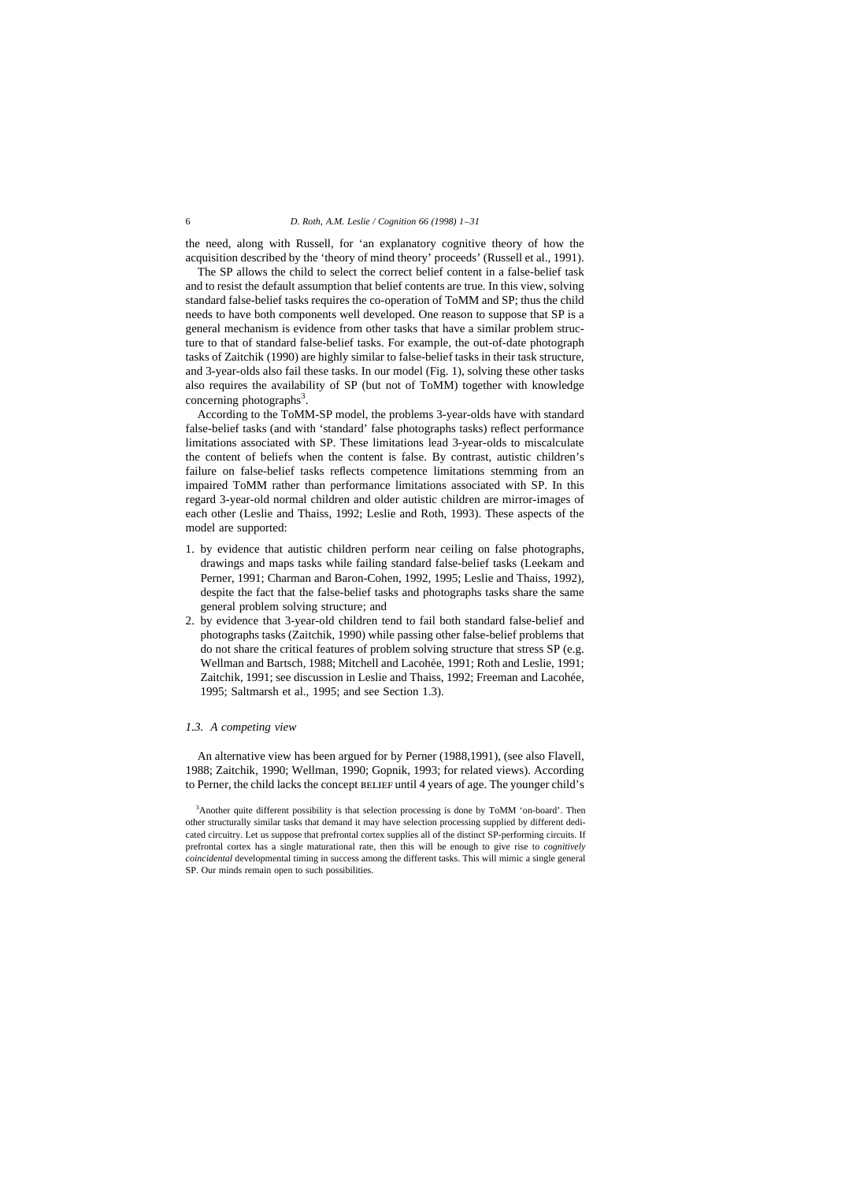the need, along with Russell, for 'an explanatory cognitive theory of how the acquisition described by the 'theory of mind theory' proceeds' (Russell et al., 1991).

The SP allows the child to select the correct belief content in a false-belief task and to resist the default assumption that belief contents are true. In this view, solving standard false-belief tasks requires the co-operation of ToMM and SP; thus the child needs to have both components well developed. One reason to suppose that SP is a general mechanism is evidence from other tasks that have a similar problem structure to that of standard false-belief tasks. For example, the out-of-date photograph tasks of Zaitchik (1990) are highly similar to false-belief tasks in their task structure, and 3-year-olds also fail these tasks. In our model (Fig. 1), solving these other tasks also requires the availability of SP (but not of ToMM) together with knowledge concerning photographs[3].

According to the ToMM-SP model, the problems 3-year-olds have with standard false-belief tasks (and with 'standard' false photographs tasks) reflect performance limitations associated with SP. These limitations lead 3-year-olds to miscalculate the content of beliefs when the content is false. By contrast, autistic children's failure on false-belief tasks reflects competence limitations stemming from an impaired ToMM rather than performance limitations associated with SP. In this regard 3-year-old normal children and older autistic children are mirror-images of each other (Leslie and Thaiss, 1992; Leslie and Roth, 1993). These aspects of the model are supported:

1. by evidence that autistic children perform near ceiling on false photographs, drawings and maps tasks while failing standard false-belief tasks (Leekam and Perner, 1991; Charman and Baron-Cohen, 1992, 1995; Leslie and Thaiss, 1992), despite the fact that the false-belief tasks and photographs tasks share the same general problem solving structure; and
2. by evidence that 3-year-old children tend to fail both standard false-belief and photographs tasks (Zaitchik, 1990) while passing other false-belief problems that do not share the critical features of problem solving structure that stress SP (e.g. Wellman and Bartsch, 1988; Mitchell and Lacohée, 1991; Roth and Leslie, 1991; Zaitchik, 1991; see discussion in Leslie and Thaiss, 1992; Freeman and Lacohée, 1995; Saltmarsh et al., 1995; and see Section 1.3).

### *1.3. A competing view*

An alternative view has been argued for by Perner (1988,1991), (see also Flavell, 1988; Zaitchik, 1990; Wellman, 1990; Gopnik, 1993; for related views). According to Perner, the child lacks the concept BELIEF until 4 years of age. The younger child's

[3]Another quite different possibility is that selection processing is done by ToMM 'on-board'. Then other structurally similar tasks that demand it may have selection processing supplied by different dedicated circuitry. Let us suppose that prefrontal cortex supplies all of the distinct SP-performing circuits. If prefrontal cortex has a single maturational rate, then this will be enough to give rise to *cognitively coincidental* developmental timing in success among the different tasks. This will mimic a single general SP. Our minds remain open to such possibilities.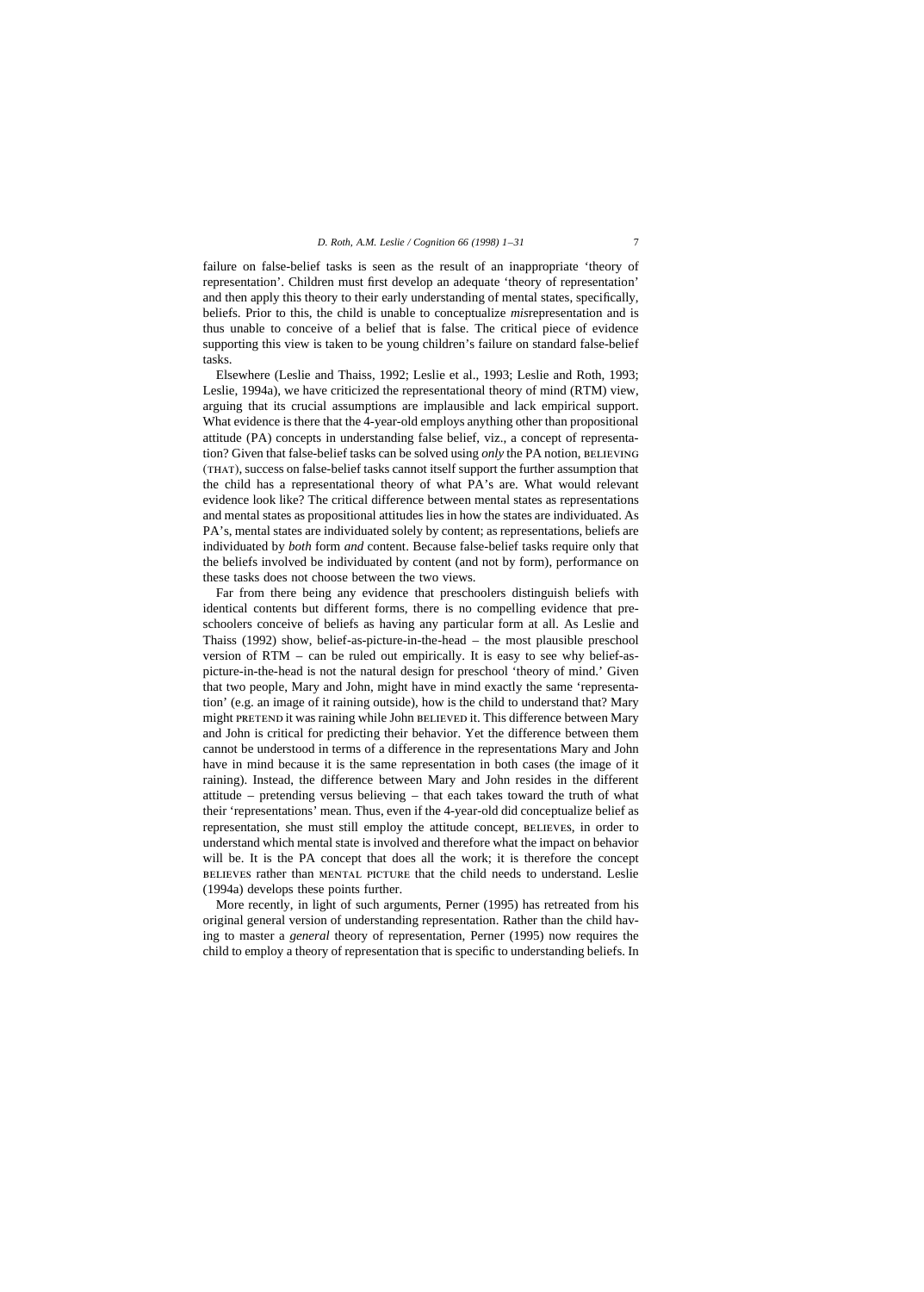failure on false-belief tasks is seen as the result of an inappropriate 'theory of representation'. Children must first develop an adequate 'theory of representation' and then apply this theory to their early understanding of mental states, specifically, beliefs. Prior to this, the child is unable to conceptualize *mis*representation and is thus unable to conceive of a belief that is false. The critical piece of evidence supporting this view is taken to be young children's failure on standard false-belief tasks.

Elsewhere (Leslie and Thaiss, 1992; Leslie et al., 1993; Leslie and Roth, 1993; Leslie, 1994a), we have criticized the representational theory of mind (RTM) view, arguing that its crucial assumptions are implausible and lack empirical support. What evidence is there that the 4-year-old employs anything other than propositional attitude (PA) concepts in understanding false belief, viz., a concept of representation? Given that false-belief tasks can be solved using *only* the PA notion, BELIEVING (THAT), success on false-belief tasks cannot itself support the further assumption that the child has a representational theory of what PA's are. What would relevant evidence look like? The critical difference between mental states as representations and mental states as propositional attitudes lies in how the states are individuated. As PA's, mental states are individuated solely by content; as representations, beliefs are individuated by *both* form *and* content. Because false-belief tasks require only that the beliefs involved be individuated by content (and not by form), performance on these tasks does not choose between the two views.

Far from there being any evidence that preschoolers distinguish beliefs with identical contents but different forms, there is no compelling evidence that preschoolers conceive of beliefs as having any particular form at all. As Leslie and Thaiss (1992) show, belief-as-picture-in-the-head – the most plausible preschool version of RTM – can be ruled out empirically. It is easy to see why belief-as-picture-in-the-head is not the natural design for preschool 'theory of mind.' Given that two people, Mary and John, might have in mind exactly the same 'representation' (e.g. an image of it raining outside), how is the child to understand that? Mary might PRETEND it was raining while John BELIEVED it. This difference between Mary and John is critical for predicting their behavior. Yet the difference between them cannot be understood in terms of a difference in the representations Mary and John have in mind because it is the same representation in both cases (the image of it raining). Instead, the difference between Mary and John resides in the different attitude – pretending versus believing – that each takes toward the truth of what their 'representations' mean. Thus, even if the 4-year-old did conceptualize belief as representation, she must still employ the attitude concept, BELIEVES, in order to understand which mental state is involved and therefore what the impact on behavior will be. It is the PA concept that does all the work; it is therefore the concept BELIEVES rather than MENTAL PICTURE that the child needs to understand. Leslie (1994a) develops these points further.

More recently, in light of such arguments, Perner (1995) has retreated from his original general version of understanding representation. Rather than the child having to master a *general* theory of representation, Perner (1995) now requires the child to employ a theory of representation that is specific to understanding beliefs. In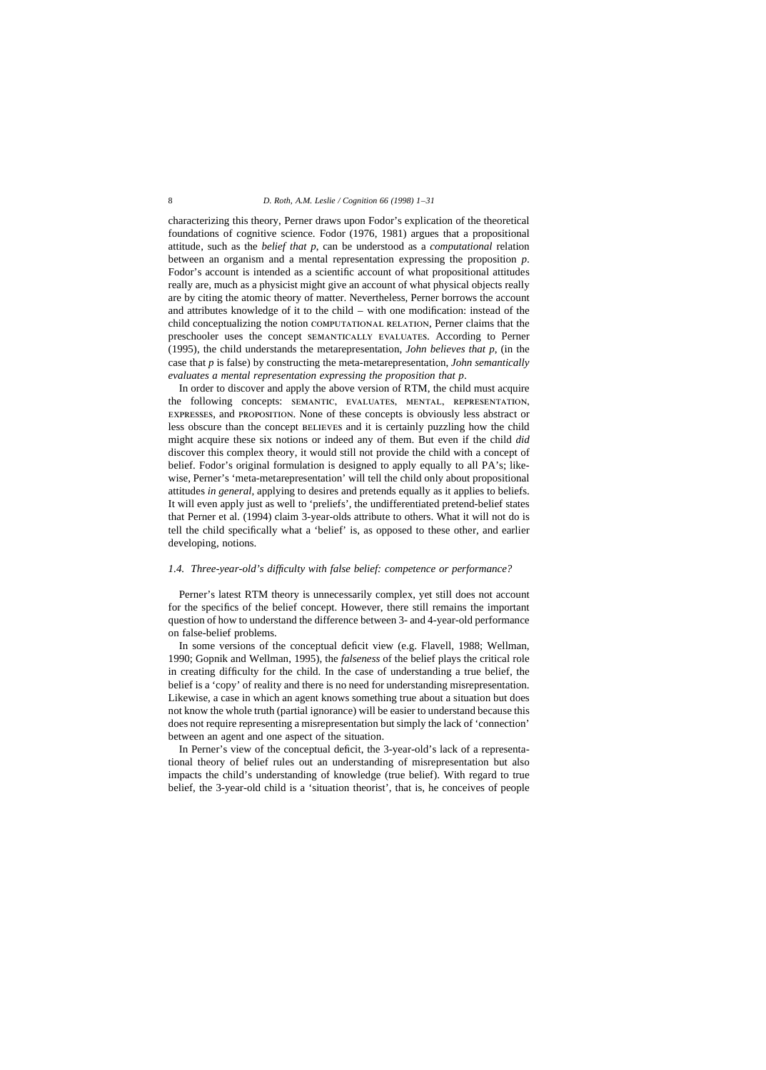characterizing this theory, Perner draws upon Fodor's explication of the theoretical foundations of cognitive science. Fodor (1976, 1981) argues that a propositional attitude, such as the *belief that p*, can be understood as a *computational* relation between an organism and a mental representation expressing the proposition *p*. Fodor's account is intended as a scientific account of what propositional attitudes really are, much as a physicist might give an account of what physical objects really are by citing the atomic theory of matter. Nevertheless, Perner borrows the account and attributes knowledge of it to the child – with one modification: instead of the child conceptualizing the notion COMPUTATIONAL RELATION, Perner claims that the preschooler uses the concept SEMANTICALLY EVALUATES. According to Perner (1995), the child understands the metarepresentation, *John believes that p*, (in the case that *p* is false) by constructing the meta-metarepresentation, *John semantically evaluates a mental representation expressing the proposition that p*.

In order to discover and apply the above version of RTM, the child must acquire the following concepts: SEMANTIC, EVALUATES, MENTAL, REPRESENTATION, EXPRESSES, and PROPOSITION. None of these concepts is obviously less abstract or less obscure than the concept BELIEVES and it is certainly puzzling how the child might acquire these six notions or indeed any of them. But even if the child *did* discover this complex theory, it would still not provide the child with a concept of belief. Fodor's original formulation is designed to apply equally to all PA's; likewise, Perner's 'meta-metarepresentation' will tell the child only about propositional attitudes *in general*, applying to desires and pretends equally as it applies to beliefs. It will even apply just as well to 'preliefs', the undifferentiated pretend-belief states that Perner et al. (1994) claim 3-year-olds attribute to others. What it will not do is tell the child specifically what a 'belief' is, as opposed to these other, and earlier developing, notions.

### 1.4. Three-year-old's difficulty with false belief: competence or performance?

Perner's latest RTM theory is unnecessarily complex, yet still does not account for the specifics of the belief concept. However, there still remains the important question of how to understand the difference between 3- and 4-year-old performance on false-belief problems.

In some versions of the conceptual deficit view (e.g. Flavell, 1988; Wellman, 1990; Gopnik and Wellman, 1995), the *falseness* of the belief plays the critical role in creating difficulty for the child. In the case of understanding a true belief, the belief is a 'copy' of reality and there is no need for understanding misrepresentation. Likewise, a case in which an agent knows something true about a situation but does not know the whole truth (partial ignorance) will be easier to understand because this does not require representing a misrepresentation but simply the lack of 'connection' between an agent and one aspect of the situation.

In Perner's view of the conceptual deficit, the 3-year-old's lack of a representational theory of belief rules out an understanding of misrepresentation but also impacts the child's understanding of knowledge (true belief). With regard to true belief, the 3-year-old child is a 'situation theorist', that is, he conceives of people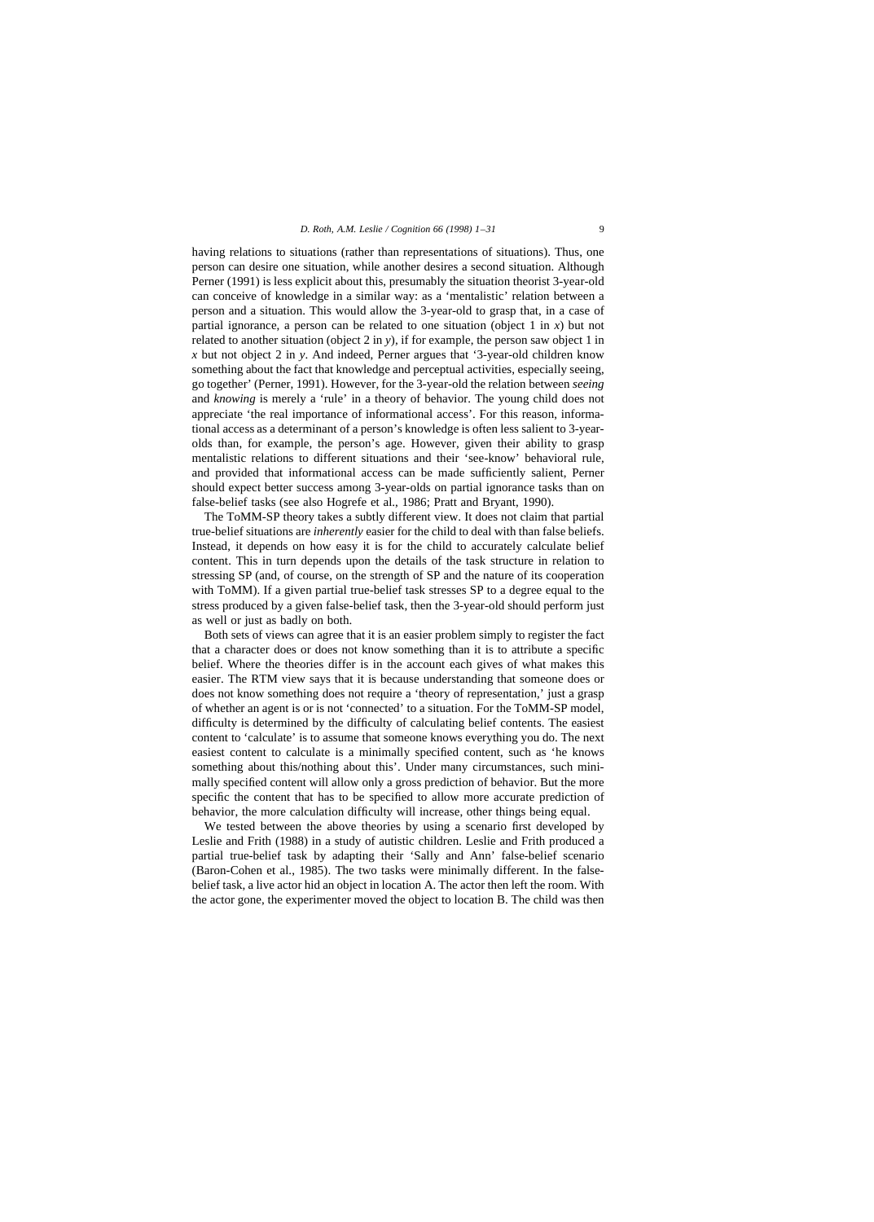having relations to situations (rather than representations of situations). Thus, one person can desire one situation, while another desires a second situation. Although Perner (1991) is less explicit about this, presumably the situation theorist 3-year-old can conceive of knowledge in a similar way: as a 'mentalistic' relation between a person and a situation. This would allow the 3-year-old to grasp that, in a case of partial ignorance, a person can be related to one situation (object 1 in *x*) but not related to another situation (object 2 in *y*), if for example, the person saw object 1 in *x* but not object 2 in *y*. And indeed, Perner argues that '3-year-old children know something about the fact that knowledge and perceptual activities, especially seeing, go together' (Perner, 1991). However, for the 3-year-old the relation between *seeing* and *knowing* is merely a 'rule' in a theory of behavior. The young child does not appreciate 'the real importance of informational access'. For this reason, informational access as a determinant of a person's knowledge is often less salient to 3-year-olds than, for example, the person's age. However, given their ability to grasp mentalistic relations to different situations and their 'see-know' behavioral rule, and provided that informational access can be made sufficiently salient, Perner should expect better success among 3-year-olds on partial ignorance tasks than on false-belief tasks (see also Hogrefe et al., 1986; Pratt and Bryant, 1990).

The ToMM-SP theory takes a subtly different view. It does not claim that partial true-belief situations are *inherently* easier for the child to deal with than false beliefs. Instead, it depends on how easy it is for the child to accurately calculate belief content. This in turn depends upon the details of the task structure in relation to stressing SP (and, of course, on the strength of SP and the nature of its cooperation with ToMM). If a given partial true-belief task stresses SP to a degree equal to the stress produced by a given false-belief task, then the 3-year-old should perform just as well or just as badly on both.

Both sets of views can agree that it is an easier problem simply to register the fact that a character does or does not know something than it is to attribute a specific belief. Where the theories differ is in the account each gives of what makes this easier. The RTM view says that it is because understanding that someone does or does not know something does not require a 'theory of representation,' just a grasp of whether an agent is or is not 'connected' to a situation. For the ToMM-SP model, difficulty is determined by the difficulty of calculating belief contents. The easiest content to 'calculate' is to assume that someone knows everything you do. The next easiest content to calculate is a minimally specified content, such as 'he knows something about this/nothing about this'. Under many circumstances, such minimally specified content will allow only a gross prediction of behavior. But the more specific the content that has to be specified to allow more accurate prediction of behavior, the more calculation difficulty will increase, other things being equal.

We tested between the above theories by using a scenario first developed by Leslie and Frith (1988) in a study of autistic children. Leslie and Frith produced a partial true-belief task by adapting their 'Sally and Ann' false-belief scenario (Baron-Cohen et al., 1985). The two tasks were minimally different. In the false-belief task, a live actor hid an object in location A. The actor then left the room. With the actor gone, the experimenter moved the object to location B. The child was then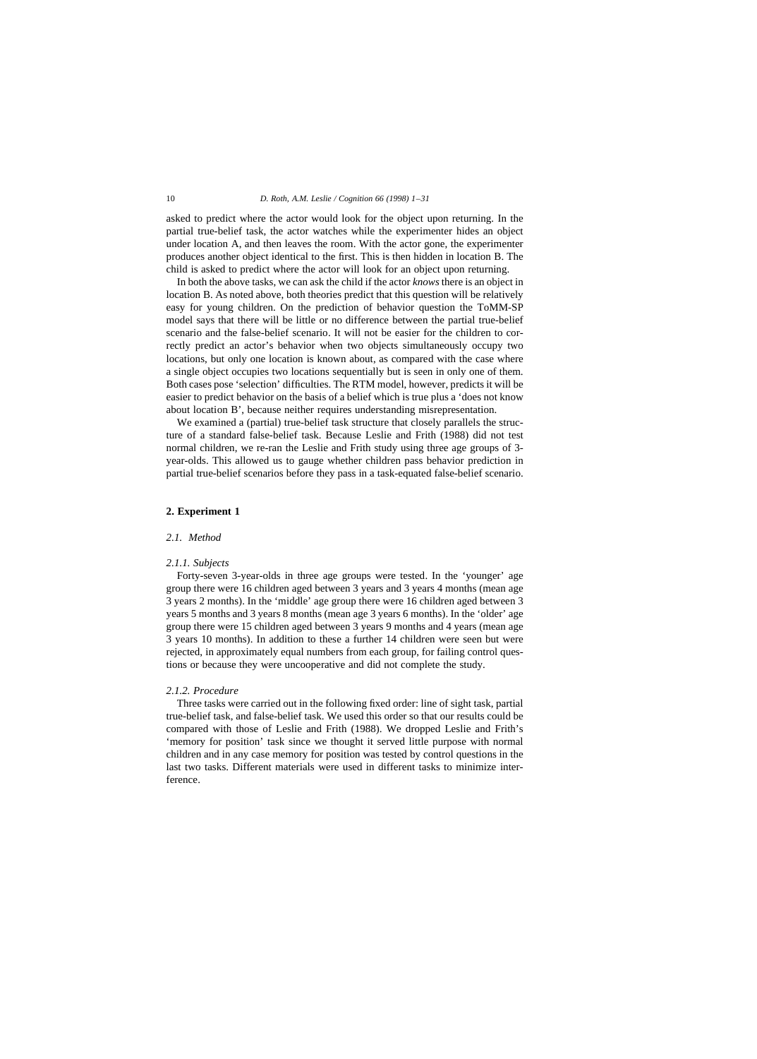asked to predict where the actor would look for the object upon returning. In the partial true-belief task, the actor watches while the experimenter hides an object under location A, and then leaves the room. With the actor gone, the experimenter produces another object identical to the first. This is then hidden in location B. The child is asked to predict where the actor will look for an object upon returning.

In both the above tasks, we can ask the child if the actor *knows* there is an object in location B. As noted above, both theories predict that this question will be relatively easy for young children. On the prediction of behavior question the ToMM-SP model says that there will be little or no difference between the partial true-belief scenario and the false-belief scenario. It will not be easier for the children to correctly predict an actor's behavior when two objects simultaneously occupy two locations, but only one location is known about, as compared with the case where a single object occupies two locations sequentially but is seen in only one of them. Both cases pose 'selection' difficulties. The RTM model, however, predicts it will be easier to predict behavior on the basis of a belief which is true plus a 'does not know about location B', because neither requires understanding misrepresentation.

We examined a (partial) true-belief task structure that closely parallels the structure of a standard false-belief task. Because Leslie and Frith (1988) did not test normal children, we re-ran the Leslie and Frith study using three age groups of 3-year-olds. This allowed us to gauge whether children pass behavior prediction in partial true-belief scenarios before they pass in a task-equated false-belief scenario.

## 2. Experiment 1

### 2.1. Method

#### 2.1.1. Subjects

Forty-seven 3-year-olds in three age groups were tested. In the 'younger' age group there were 16 children aged between 3 years and 3 years 4 months (mean age 3 years 2 months). In the 'middle' age group there were 16 children aged between 3 years 5 months and 3 years 8 months (mean age 3 years 6 months). In the 'older' age group there were 15 children aged between 3 years 9 months and 4 years (mean age 3 years 10 months). In addition to these a further 14 children were seen but were rejected, in approximately equal numbers from each group, for failing control questions or because they were uncooperative and did not complete the study.

#### 2.1.2. Procedure

Three tasks were carried out in the following fixed order: line of sight task, partial true-belief task, and false-belief task. We used this order so that our results could be compared with those of Leslie and Frith (1988). We dropped Leslie and Frith's 'memory for position' task since we thought it served little purpose with normal children and in any case memory for position was tested by control questions in the last two tasks. Different materials were used in different tasks to minimize interference.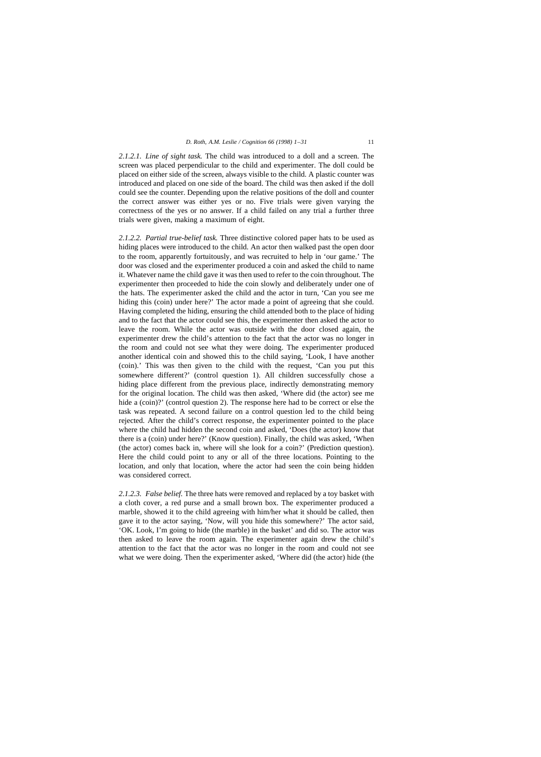*2.1.2.1. Line of sight task.* The child was introduced to a doll and a screen. The screen was placed perpendicular to the child and experimenter. The doll could be placed on either side of the screen, always visible to the child. A plastic counter was introduced and placed on one side of the board. The child was then asked if the doll could see the counter. Depending upon the relative positions of the doll and counter the correct answer was either yes or no. Five trials were given varying the correctness of the yes or no answer. If a child failed on any trial a further three trials were given, making a maximum of eight.

*2.1.2.2. Partial true-belief task.* Three distinctive colored paper hats to be used as hiding places were introduced to the child. An actor then walked past the open door to the room, apparently fortuitously, and was recruited to help in 'our game.' The door was closed and the experimenter produced a coin and asked the child to name it. Whatever name the child gave it was then used to refer to the coin throughout. The experimenter then proceeded to hide the coin slowly and deliberately under one of the hats. The experimenter asked the child and the actor in turn, 'Can you see me hiding this (coin) under here?' The actor made a point of agreeing that she could. Having completed the hiding, ensuring the child attended both to the place of hiding and to the fact that the actor could see this, the experimenter then asked the actor to leave the room. While the actor was outside with the door closed again, the experimenter drew the child's attention to the fact that the actor was no longer in the room and could not see what they were doing. The experimenter produced another identical coin and showed this to the child saying, 'Look, I have another (coin).' This was then given to the child with the request, 'Can you put this somewhere different?' (control question 1). All children successfully chose a hiding place different from the previous place, indirectly demonstrating memory for the original location. The child was then asked, 'Where did (the actor) see me hide a (coin)?' (control question 2). The response here had to be correct or else the task was repeated. A second failure on a control question led to the child being rejected. After the child's correct response, the experimenter pointed to the place where the child had hidden the second coin and asked, 'Does (the actor) know that there is a (coin) under here?' (Know question). Finally, the child was asked, 'When (the actor) comes back in, where will she look for a coin?' (Prediction question). Here the child could point to any or all of the three locations. Pointing to the location, and only that location, where the actor had seen the coin being hidden was considered correct.

*2.1.2.3. False belief.* The three hats were removed and replaced by a toy basket with a cloth cover, a red purse and a small brown box. The experimenter produced a marble, showed it to the child agreeing with him/her what it should be called, then gave it to the actor saying, 'Now, will you hide this somewhere?' The actor said, 'OK. Look, I'm going to hide (the marble) in the basket' and did so. The actor was then asked to leave the room again. The experimenter again drew the child's attention to the fact that the actor was no longer in the room and could not see what we were doing. Then the experimenter asked, 'Where did (the actor) hide (the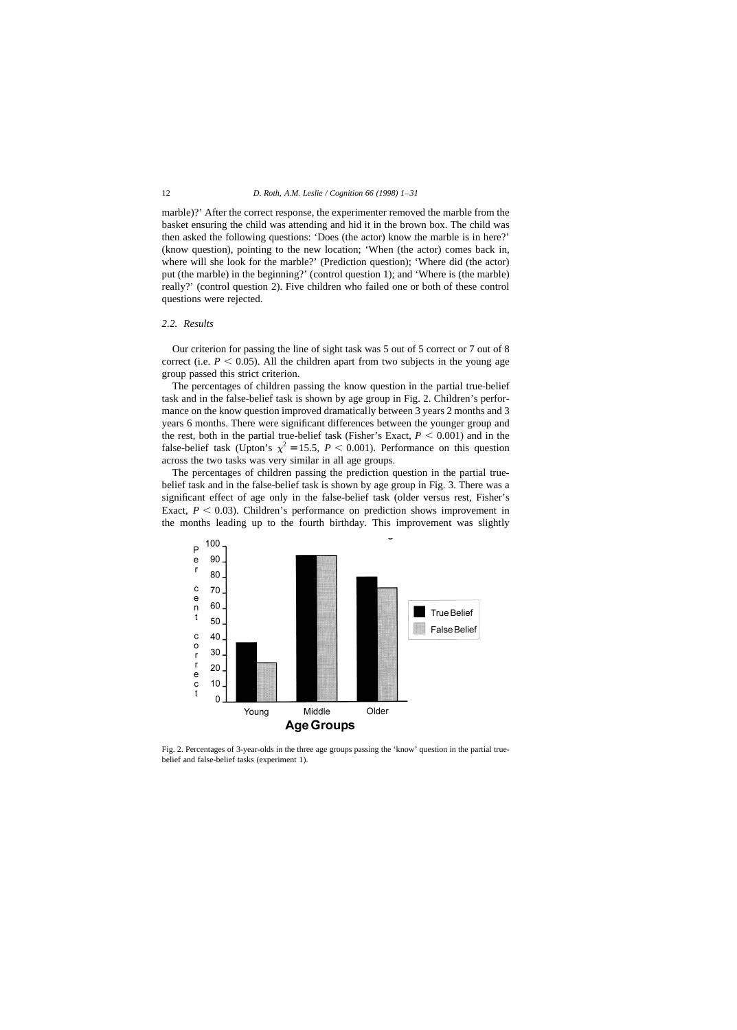marble)?' After the correct response, the experimenter removed the marble from the basket ensuring the child was attending and hid it in the brown box. The child was then asked the following questions: 'Does (the actor) know the marble is in here?' (know question), pointing to the new location; 'When (the actor) comes back in, where will she look for the marble?' (Prediction question); 'Where did (the actor) put (the marble) in the beginning?' (control question 1); and 'Where is (the marble) really?' (control question 2). Five children who failed one or both of these control questions were rejected.

### 2.2. Results

Our criterion for passing the line of sight task was 5 out of 5 correct or 7 out of 8 correct (i.e. $P < 0.05$). All the children apart from two subjects in the young age group passed this strict criterion.

The percentages of children passing the know question in the partial true-belief task and in the false-belief task is shown by age group in Fig. 2. Children's performance on the know question improved dramatically between 3 years 2 months and 3 years 6 months. There were significant differences between the younger group and the rest, both in the partial true-belief task (Fisher's Exact, $P < 0.001$) and in the false-belief task (Upton's $\chi^2 = 15.5$, $P < 0.001$). Performance on this question across the two tasks was very similar in all age groups.

The percentages of children passing the prediction question in the partial true-belief task and in the false-belief task is shown by age group in Fig. 3. There was a significant effect of age only in the false-belief task (older versus rest, Fisher's Exact, $P < 0.03$). Children's performance on prediction shows improvement in the months leading up to the fourth birthday. This improvement was slightly

Fig. 2. Percentages of 3-year-olds in the three age groups passing the 'know' question in the partial true-belief and false-belief tasks (experiment 1).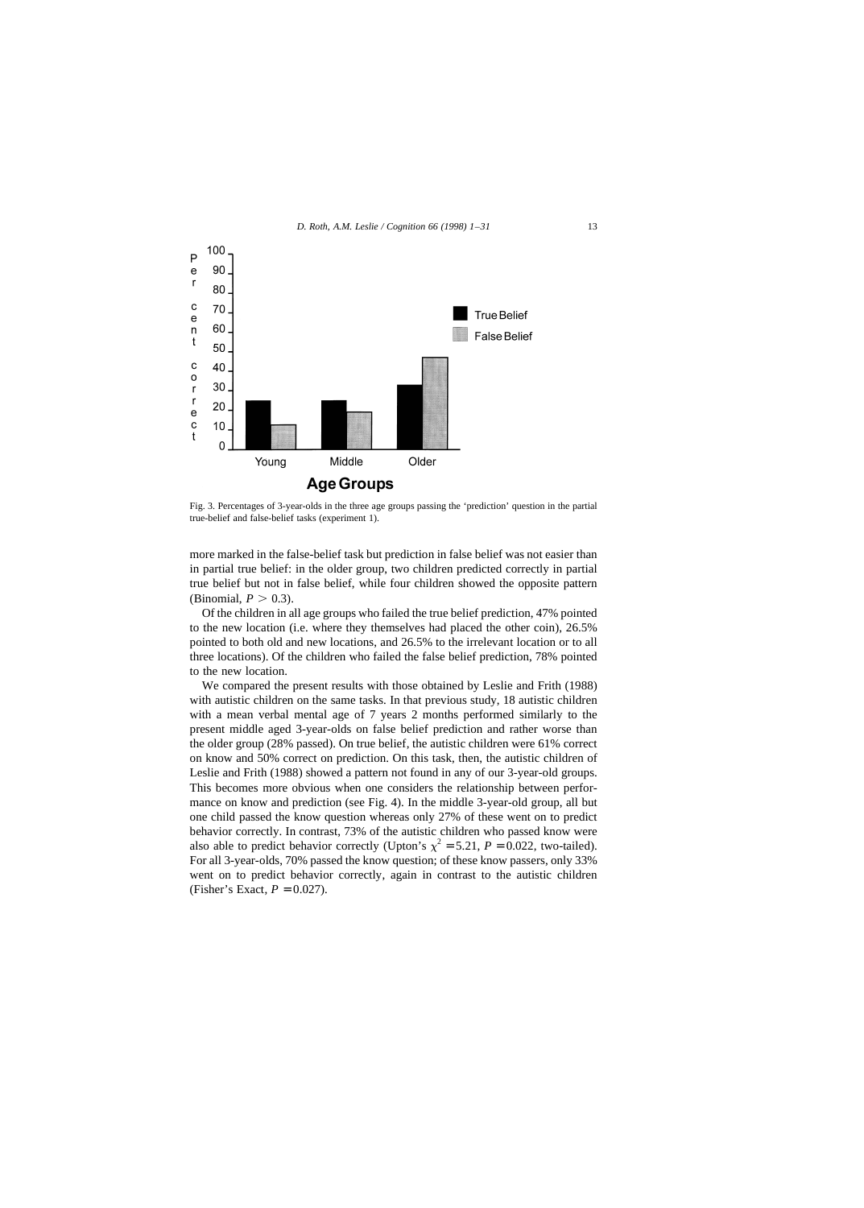Fig. 3. Percentages of 3-year-olds in the three age groups passing the ‘prediction’ question in the partial true-belief and false-belief tasks (experiment 1).

more marked in the false-belief task but prediction in false belief was not easier than in partial true belief: in the older group, two children predicted correctly in partial true belief but not in false belief, while four children showed the opposite pattern (Binomial, $P > 0.3$).

Of the children in all age groups who failed the true belief prediction, 47% pointed to the new location (i.e. where they themselves had placed the other coin), 26.5% pointed to both old and new locations, and 26.5% to the irrelevant location or to all three locations). Of the children who failed the false belief prediction, 78% pointed to the new location.

We compared the present results with those obtained by Leslie and Frith (1988) with autistic children on the same tasks. In that previous study, 18 autistic children with a mean verbal mental age of 7 years 2 months performed similarly to the present middle aged 3-year-olds on false belief prediction and rather worse than the older group (28% passed). On true belief, the autistic children were 61% correct on know and 50% correct on prediction. On this task, then, the autistic children of Leslie and Frith (1988) showed a pattern not found in any of our 3-year-old groups. This becomes more obvious when one considers the relationship between performance on know and prediction (see Fig. 4). In the middle 3-year-old group, all but one child passed the know question whereas only 27% of these went on to predict behavior correctly. In contrast, 73% of the autistic children who passed know were also able to predict behavior correctly (Upton’s $\chi^2 = 5.21$, $P = 0.022$, two-tailed). For all 3-year-olds, 70% passed the know question; of these know passers, only 33% went on to predict behavior correctly, again in contrast to the autistic children (Fisher’s Exact, $P = 0.027$).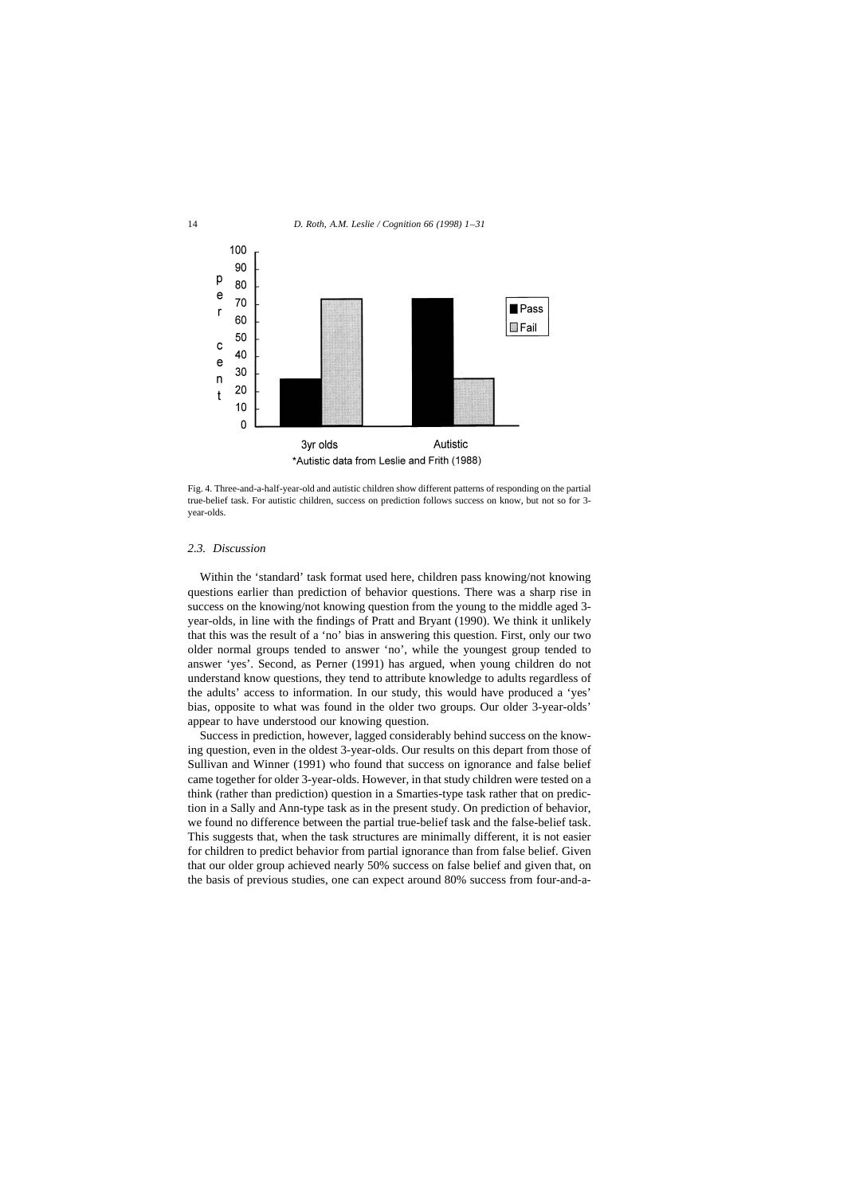Fig. 4. Three-and-a-half-year-old and autistic children show different patterns of responding on the partial true-belief task. For autistic children, success on prediction follows success on know, but not so for 3-year-olds.

### 2.3. Discussion

Within the 'standard' task format used here, children pass knowing/not knowing questions earlier than prediction of behavior questions. There was a sharp rise in success on the knowing/not knowing question from the young to the middle aged 3-year-olds, in line with the findings of Pratt and Bryant (1990). We think it unlikely that this was the result of a 'no' bias in answering this question. First, only our two older normal groups tended to answer 'no', while the youngest group tended to answer 'yes'. Second, as Perner (1991) has argued, when young children do not understand know questions, they tend to attribute knowledge to adults regardless of the adults' access to information. In our study, this would have produced a 'yes' bias, opposite to what was found in the older two groups. Our older 3-year-olds' appear to have understood our knowing question.

Success in prediction, however, lagged considerably behind success on the knowing question, even in the oldest 3-year-olds. Our results on this depart from those of Sullivan and Winner (1991) who found that success on ignorance and false belief came together for older 3-year-olds. However, in that study children were tested on a think (rather than prediction) question in a Smarties-type task rather that on prediction in a Sally and Ann-type task as in the present study. On prediction of behavior, we found no difference between the partial true-belief task and the false-belief task. This suggests that, when the task structures are minimally different, it is not easier for children to predict behavior from partial ignorance than from false belief. Given that our older group achieved nearly 50% success on false belief and given that, on the basis of previous studies, one can expect around 80% success from four-and-a-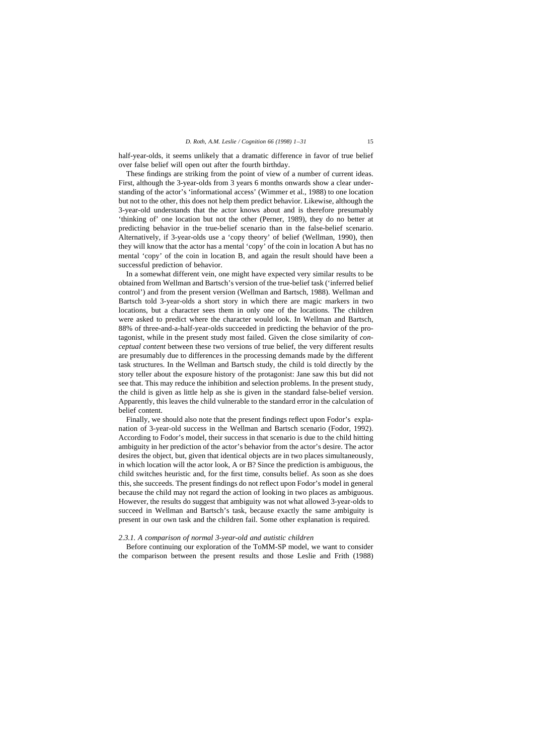half-year-olds, it seems unlikely that a dramatic difference in favor of true belief over false belief will open out after the fourth birthday.

These findings are striking from the point of view of a number of current ideas. First, although the 3-year-olds from 3 years 6 months onwards show a clear understanding of the actor's 'informational access' (Wimmer et al., 1988) to one location but not to the other, this does not help them predict behavior. Likewise, although the 3-year-old understands that the actor knows about and is therefore presumably 'thinking of' one location but not the other (Perner, 1989), they do no better at predicting behavior in the true-belief scenario than in the false-belief scenario. Alternatively, if 3-year-olds use a 'copy theory' of belief (Wellman, 1990), then they will know that the actor has a mental 'copy' of the coin in location A but has no mental 'copy' of the coin in location B, and again the result should have been a successful prediction of behavior.

In a somewhat different vein, one might have expected very similar results to be obtained from Wellman and Bartsch's version of the true-belief task ('inferred belief control') and from the present version (Wellman and Bartsch, 1988). Wellman and Bartsch told 3-year-olds a short story in which there are magic markers in two locations, but a character sees them in only one of the locations. The children were asked to predict where the character would look. In Wellman and Bartsch, 88% of three-and-a-half-year-olds succeeded in predicting the behavior of the protagonist, while in the present study most failed. Given the close similarity of *conceptual content* between these two versions of true belief, the very different results are presumably due to differences in the processing demands made by the different task structures. In the Wellman and Bartsch study, the child is told directly by the story teller about the exposure history of the protagonist: Jane saw this but did not see that. This may reduce the inhibition and selection problems. In the present study, the child is given as little help as she is given in the standard false-belief version. Apparently, this leaves the child vulnerable to the standard error in the calculation of belief content.

Finally, we should also note that the present findings reflect upon Fodor's explanation of 3-year-old success in the Wellman and Bartsch scenario (Fodor, 1992). According to Fodor's model, their success in that scenario is due to the child hitting ambiguity in her prediction of the actor's behavior from the actor's desire. The actor desires the object, but, given that identical objects are in two places simultaneously, in which location will the actor look, A or B? Since the prediction is ambiguous, the child switches heuristic and, for the first time, consults belief. As soon as she does this, she succeeds. The present findings do not reflect upon Fodor's model in general because the child may not regard the action of looking in two places as ambiguous. However, the results do suggest that ambiguity was not what allowed 3-year-olds to succeed in Wellman and Bartsch's task, because exactly the same ambiguity is present in our own task and the children fail. Some other explanation is required.

#### 2.3.1. A comparison of normal 3-year-old and autistic children

Before continuing our exploration of the ToMM-SP model, we want to consider the comparison between the present results and those Leslie and Frith (1988)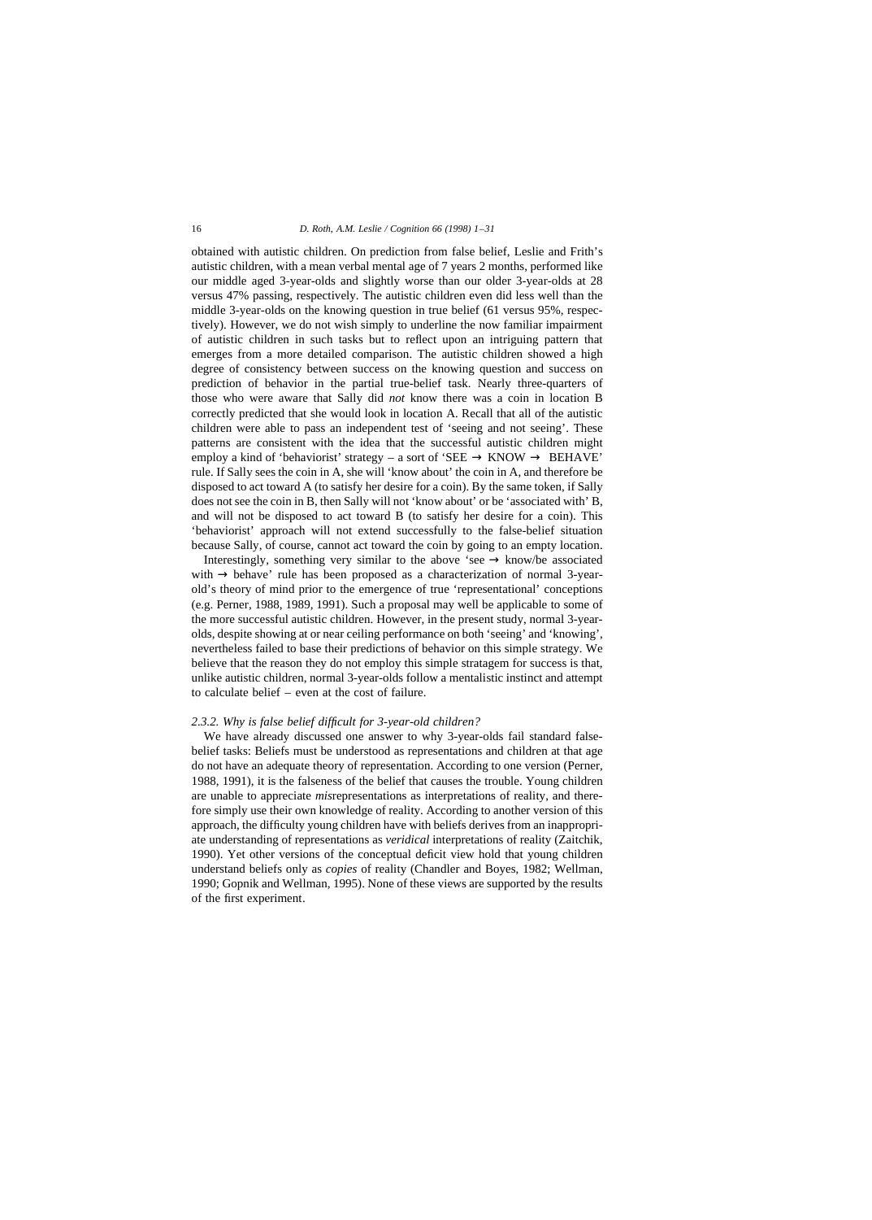obtained with autistic children. On prediction from false belief, Leslie and Frith's autistic children, with a mean verbal mental age of 7 years 2 months, performed like our middle aged 3-year-olds and slightly worse than our older 3-year-olds at 28 versus 47% passing, respectively. The autistic children even did less well than the middle 3-year-olds on the knowing question in true belief (61 versus 95%, respectively). However, we do not wish simply to underline the now familiar impairment of autistic children in such tasks but to reflect upon an intriguing pattern that emerges from a more detailed comparison. The autistic children showed a high degree of consistency between success on the knowing question and success on prediction of behavior in the partial true-belief task. Nearly three-quarters of those who were aware that Sally did *not* know there was a coin in location B correctly predicted that she would look in location A. Recall that all of the autistic children were able to pass an independent test of 'seeing and not seeing'. These patterns are consistent with the idea that the successful autistic children might employ a kind of 'behaviorist' strategy – a sort of 'SEE → KNOW → BEHAVE' rule. If Sally sees the coin in A, she will 'know about' the coin in A, and therefore be disposed to act toward A (to satisfy her desire for a coin). By the same token, if Sally does not see the coin in B, then Sally will not 'know about' or be 'associated with' B, and will not be disposed to act toward B (to satisfy her desire for a coin). This 'behaviorist' approach will not extend successfully to the false-belief situation because Sally, of course, cannot act toward the coin by going to an empty location.

Interestingly, something very similar to the above 'see → know/be associated with → behave' rule has been proposed as a characterization of normal 3-year-old's theory of mind prior to the emergence of true 'representational' conceptions (e.g. Perner, 1988, 1989, 1991). Such a proposal may well be applicable to some of the more successful autistic children. However, in the present study, normal 3-year-olds, despite showing at or near ceiling performance on both 'seeing' and 'knowing', nevertheless failed to base their predictions of behavior on this simple strategy. We believe that the reason they do not employ this simple stratagem for success is that, unlike autistic children, normal 3-year-olds follow a mentalistic instinct and attempt to calculate belief – even at the cost of failure.

#### *2.3.2. Why is false belief difficult for 3-year-old children?*

We have already discussed one answer to why 3-year-olds fail standard false-belief tasks: Beliefs must be understood as representations and children at that age do not have an adequate theory of representation. According to one version (Perner, 1988, 1991), it is the falseness of the belief that causes the trouble. Young children are unable to appreciate *mis*representations as interpretations of reality, and therefore simply use their own knowledge of reality. According to another version of this approach, the difficulty young children have with beliefs derives from an inappropriate understanding of representations as *veridical* interpretations of reality (Zaitchik, 1990). Yet other versions of the conceptual deficit view hold that young children understand beliefs only as *copies* of reality (Chandler and Boyes, 1982; Wellman, 1990; Gopnik and Wellman, 1995). None of these views are supported by the results of the first experiment.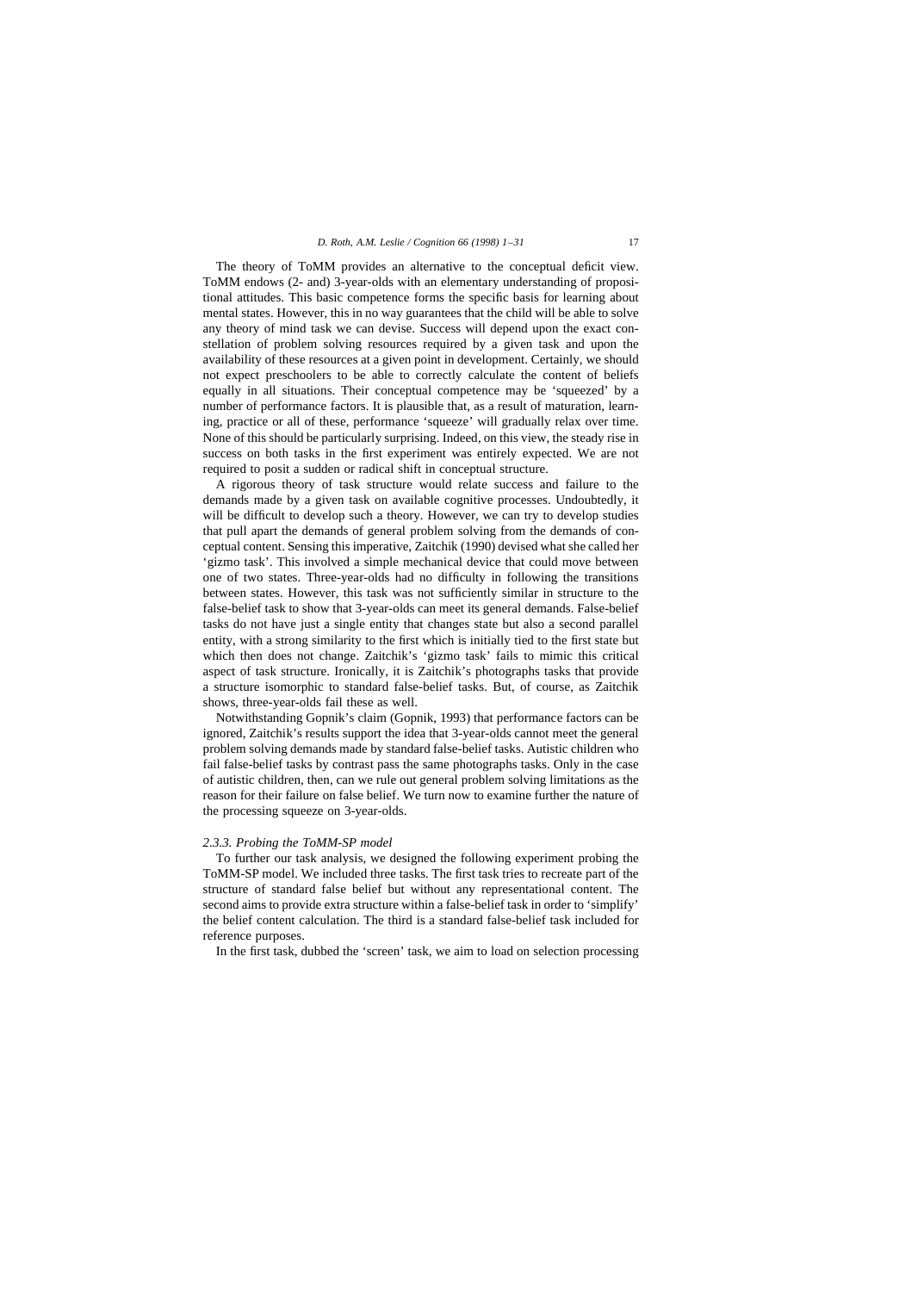The theory of ToMM provides an alternative to the conceptual deficit view. ToMM endows (2- and) 3-year-olds with an elementary understanding of propositional attitudes. This basic competence forms the specific basis for learning about mental states. However, this in no way guarantees that the child will be able to solve any theory of mind task we can devise. Success will depend upon the exact constellation of problem solving resources required by a given task and upon the availability of these resources at a given point in development. Certainly, we should not expect preschoolers to be able to correctly calculate the content of beliefs equally in all situations. Their conceptual competence may be 'squeezed' by a number of performance factors. It is plausible that, as a result of maturation, learning, practice or all of these, performance 'squeeze' will gradually relax over time. None of this should be particularly surprising. Indeed, on this view, the steady rise in success on both tasks in the first experiment was entirely expected. We are not required to posit a sudden or radical shift in conceptual structure.

A rigorous theory of task structure would relate success and failure to the demands made by a given task on available cognitive processes. Undoubtedly, it will be difficult to develop such a theory. However, we can try to develop studies that pull apart the demands of general problem solving from the demands of conceptual content. Sensing this imperative, Zaitchik (1990) devised what she called her 'gizmo task'. This involved a simple mechanical device that could move between one of two states. Three-year-olds had no difficulty in following the transitions between states. However, this task was not sufficiently similar in structure to the false-belief task to show that 3-year-olds can meet its general demands. False-belief tasks do not have just a single entity that changes state but also a second parallel entity, with a strong similarity to the first which is initially tied to the first state but which then does not change. Zaitchik's 'gizmo task' fails to mimic this critical aspect of task structure. Ironically, it is Zaitchik's photographs tasks that provide a structure isomorphic to standard false-belief tasks. But, of course, as Zaitchik shows, three-year-olds fail these as well.

Notwithstanding Gopnik's claim (Gopnik, 1993) that performance factors can be ignored, Zaitchik's results support the idea that 3-year-olds cannot meet the general problem solving demands made by standard false-belief tasks. Autistic children who fail false-belief tasks by contrast pass the same photographs tasks. Only in the case of autistic children, then, can we rule out general problem solving limitations as the reason for their failure on false belief. We turn now to examine further the nature of the processing squeeze on 3-year-olds.

### *2.3.3. Probing the ToMM-SP model*

To further our task analysis, we designed the following experiment probing the ToMM-SP model. We included three tasks. The first task tries to recreate part of the structure of standard false belief but without any representational content. The second aims to provide extra structure within a false-belief task in order to 'simplify' the belief content calculation. The third is a standard false-belief task included for reference purposes.

In the first task, dubbed the 'screen' task, we aim to load on selection processing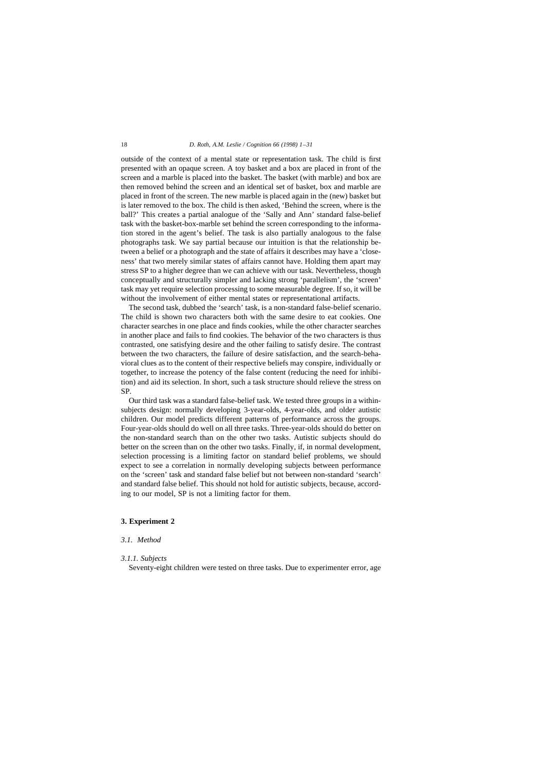outside of the context of a mental state or representation task. The child is first presented with an opaque screen. A toy basket and a box are placed in front of the screen and a marble is placed into the basket. The basket (with marble) and box are then removed behind the screen and an identical set of basket, box and marble are placed in front of the screen. The new marble is placed again in the (new) basket but is later removed to the box. The child is then asked, 'Behind the screen, where is the ball?' This creates a partial analogue of the 'Sally and Ann' standard false-belief task with the basket-box-marble set behind the screen corresponding to the information stored in the agent's belief. The task is also partially analogous to the false photographs task. We say partial because our intuition is that the relationship between a belief or a photograph and the state of affairs it describes may have a 'closeness' that two merely similar states of affairs cannot have. Holding them apart may stress SP to a higher degree than we can achieve with our task. Nevertheless, though conceptually and structurally simpler and lacking strong 'parallelism', the 'screen' task may yet require selection processing to some measurable degree. If so, it will be without the involvement of either mental states or representational artifacts.

The second task, dubbed the 'search' task, is a non-standard false-belief scenario. The child is shown two characters both with the same desire to eat cookies. One character searches in one place and finds cookies, while the other character searches in another place and fails to find cookies. The behavior of the two characters is thus contrasted, one satisfying desire and the other failing to satisfy desire. The contrast between the two characters, the failure of desire satisfaction, and the search-behavioral clues as to the content of their respective beliefs may conspire, individually or together, to increase the potency of the false content (reducing the need for inhibition) and aid its selection. In short, such a task structure should relieve the stress on SP.

Our third task was a standard false-belief task. We tested three groups in a within-subjects design: normally developing 3-year-olds, 4-year-olds, and older autistic children. Our model predicts different patterns of performance across the groups. Four-year-olds should do well on all three tasks. Three-year-olds should do better on the non-standard search than on the other two tasks. Autistic subjects should do better on the screen than on the other two tasks. Finally, if, in normal development, selection processing is a limiting factor on standard belief problems, we should expect to see a correlation in normally developing subjects between performance on the 'screen' task and standard false belief but not between non-standard 'search' and standard false belief. This should not hold for autistic subjects, because, according to our model, SP is not a limiting factor for them.

## 3. Experiment 2

### 3.1. Method

#### 3.1.1. Subjects

Seventy-eight children were tested on three tasks. Due to experimenter error, age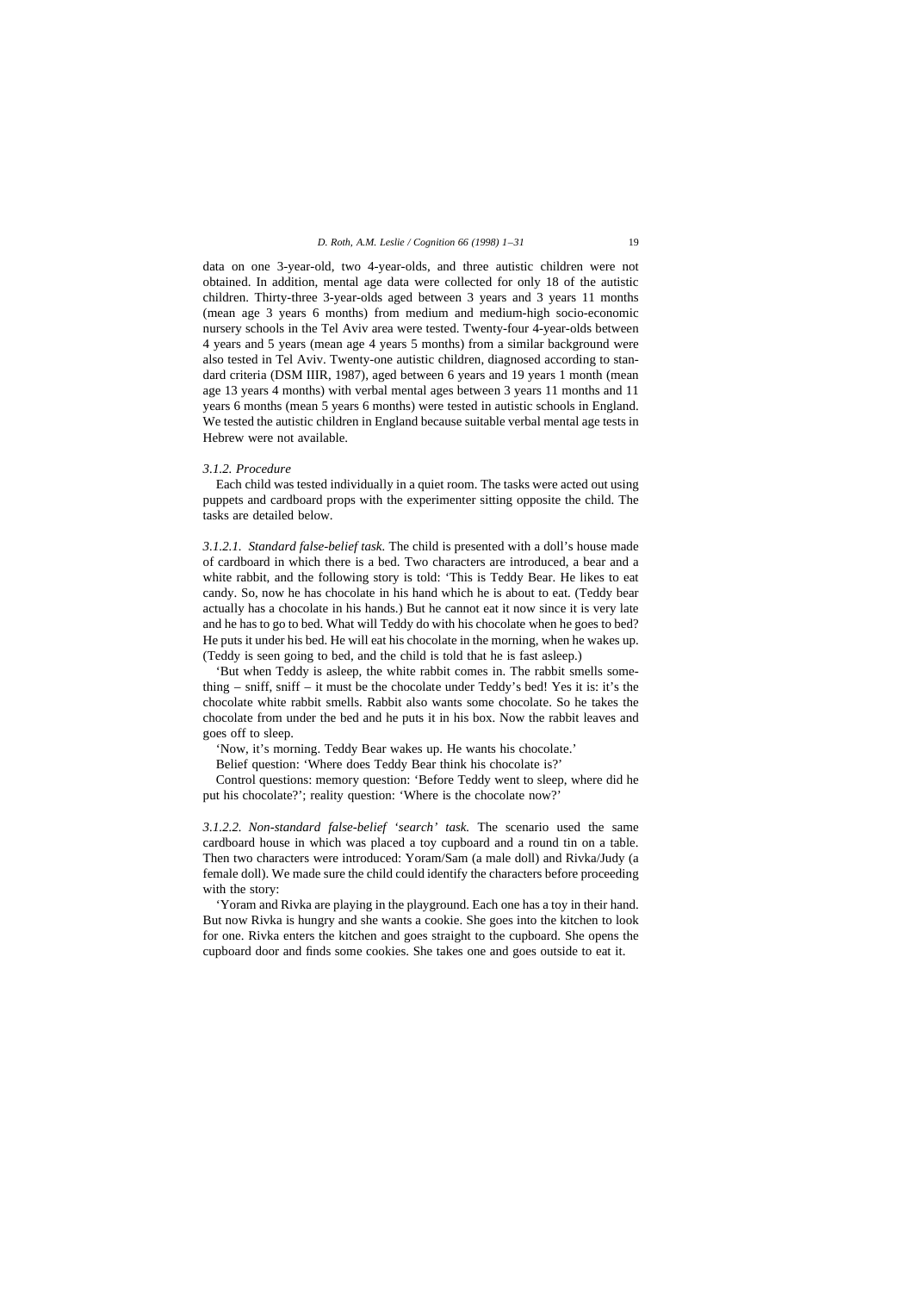data on one 3-year-old, two 4-year-olds, and three autistic children were not obtained. In addition, mental age data were collected for only 18 of the autistic children. Thirty-three 3-year-olds aged between 3 years and 3 years 11 months (mean age 3 years 6 months) from medium and medium-high socio-economic nursery schools in the Tel Aviv area were tested. Twenty-four 4-year-olds between 4 years and 5 years (mean age 4 years 5 months) from a similar background were also tested in Tel Aviv. Twenty-one autistic children, diagnosed according to standard criteria (DSM IIIR, 1987), aged between 6 years and 19 years 1 month (mean age 13 years 4 months) with verbal mental ages between 3 years 11 months and 11 years 6 months (mean 5 years 6 months) were tested in autistic schools in England. We tested the autistic children in England because suitable verbal mental age tests in Hebrew were not available.

#### *3.1.2. Procedure*

Each child was tested individually in a quiet room. The tasks were acted out using puppets and cardboard props with the experimenter sitting opposite the child. The tasks are detailed below.

*3.1.2.1. Standard false-belief task.* The child is presented with a doll's house made of cardboard in which there is a bed. Two characters are introduced, a bear and a white rabbit, and the following story is told: 'This is Teddy Bear. He likes to eat candy. So, now he has chocolate in his hand which he is about to eat. (Teddy bear actually has a chocolate in his hands.) But he cannot eat it now since it is very late and he has to go to bed. What will Teddy do with his chocolate when he goes to bed? He puts it under his bed. He will eat his chocolate in the morning, when he wakes up. (Teddy is seen going to bed, and the child is told that he is fast asleep.)

'But when Teddy is asleep, the white rabbit comes in. The rabbit smells something – sniff, sniff – it must be the chocolate under Teddy's bed! Yes it is: it's the chocolate white rabbit smells. Rabbit also wants some chocolate. So he takes the chocolate from under the bed and he puts it in his box. Now the rabbit leaves and goes off to sleep.

'Now, it's morning. Teddy Bear wakes up. He wants his chocolate.'

Belief question: 'Where does Teddy Bear think his chocolate is?'

Control questions: memory question: 'Before Teddy went to sleep, where did he put his chocolate?'; reality question: 'Where is the chocolate now?'

*3.1.2.2. Non-standard false-belief 'search' task.* The scenario used the same cardboard house in which was placed a toy cupboard and a round tin on a table. Then two characters were introduced: Yoram/Sam (a male doll) and Rivka/Judy (a female doll). We made sure the child could identify the characters before proceeding with the story:

'Yoram and Rivka are playing in the playground. Each one has a toy in their hand. But now Rivka is hungry and she wants a cookie. She goes into the kitchen to look for one. Rivka enters the kitchen and goes straight to the cupboard. She opens the cupboard door and finds some cookies. She takes one and goes outside to eat it.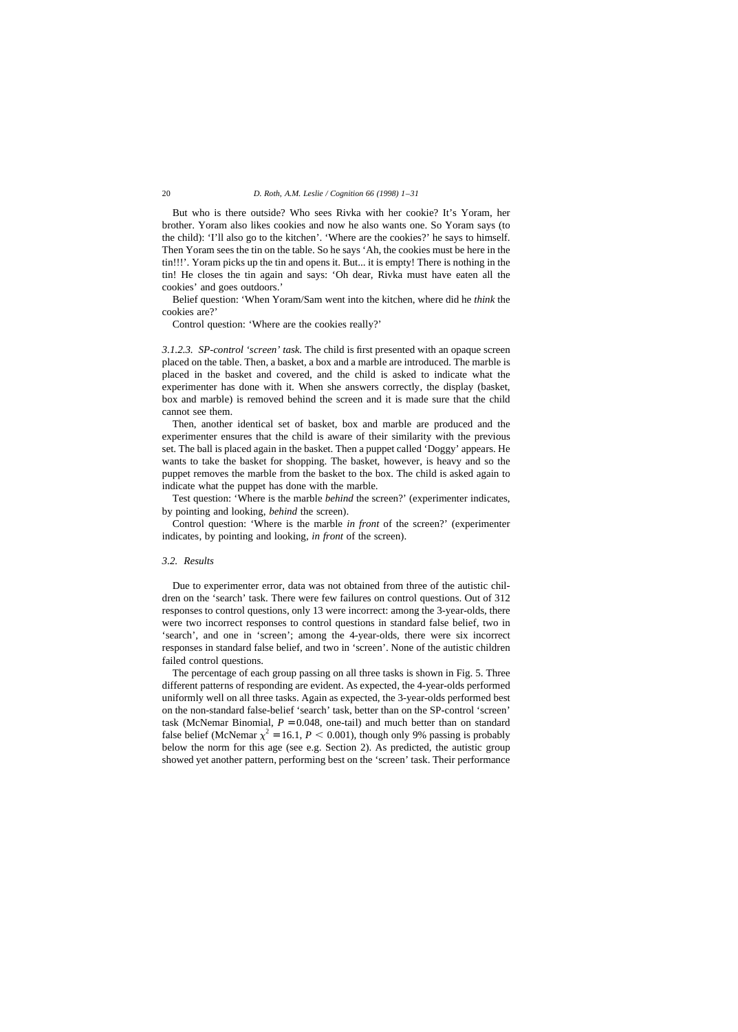But who is there outside? Who sees Rivka with her cookie? It's Yoram, her brother. Yoram also likes cookies and now he also wants one. So Yoram says (to the child): 'I'll also go to the kitchen'. 'Where are the cookies?' he says to himself. Then Yoram sees the tin on the table. So he says 'Ah, the cookies must be here in the tin!!!'. Yoram picks up the tin and opens it. But... it is empty! There is nothing in the tin! He closes the tin again and says: 'Oh dear, Rivka must have eaten all the cookies' and goes outdoors.'

Belief question: 'When Yoram/Sam went into the kitchen, where did he *think* the cookies are?'

Control question: 'Where are the cookies really?'

#### 3.1.2.3. *SP-control 'screen' task.*

The child is first presented with an opaque screen placed on the table. Then, a basket, a box and a marble are introduced. The marble is placed in the basket and covered, and the child is asked to indicate what the experimenter has done with it. When she answers correctly, the display (basket, box and marble) is removed behind the screen and it is made sure that the child cannot see them.

Then, another identical set of basket, box and marble are produced and the experimenter ensures that the child is aware of their similarity with the previous set. The ball is placed again in the basket. Then a puppet called 'Doggy' appears. He wants to take the basket for shopping. The basket, however, is heavy and so the puppet removes the marble from the basket to the box. The child is asked again to indicate what the puppet has done with the marble.

Test question: 'Where is the marble *behind* the screen?' (experimenter indicates, by pointing and looking, *behind* the screen).

Control question: 'Where is the marble *in front* of the screen?' (experimenter indicates, by pointing and looking, *in front* of the screen).

### 3.2. *Results*

Due to experimenter error, data was not obtained from three of the autistic children on the 'search' task. There were few failures on control questions. Out of 312 responses to control questions, only 13 were incorrect: among the 3-year-olds, there were two incorrect responses to control questions in standard false belief, two in 'search', and one in 'screen'; among the 4-year-olds, there were six incorrect responses in standard false belief, and two in 'screen'. None of the autistic children failed control questions.

The percentage of each group passing on all three tasks is shown in Fig. 5. Three different patterns of responding are evident. As expected, the 4-year-olds performed uniformly well on all three tasks. Again as expected, the 3-year-olds performed best on the non-standard false-belief 'search' task, better than on the SP-control 'screen' task (McNemar Binomial, $P = 0.048$, one-tail) and much better than on standard false belief (McNemar $\chi^2 = 16.1$, $P < 0.001$), though only 9% passing is probably below the norm for this age (see e.g. Section 2). As predicted, the autistic group showed yet another pattern, performing best on the 'screen' task. Their performance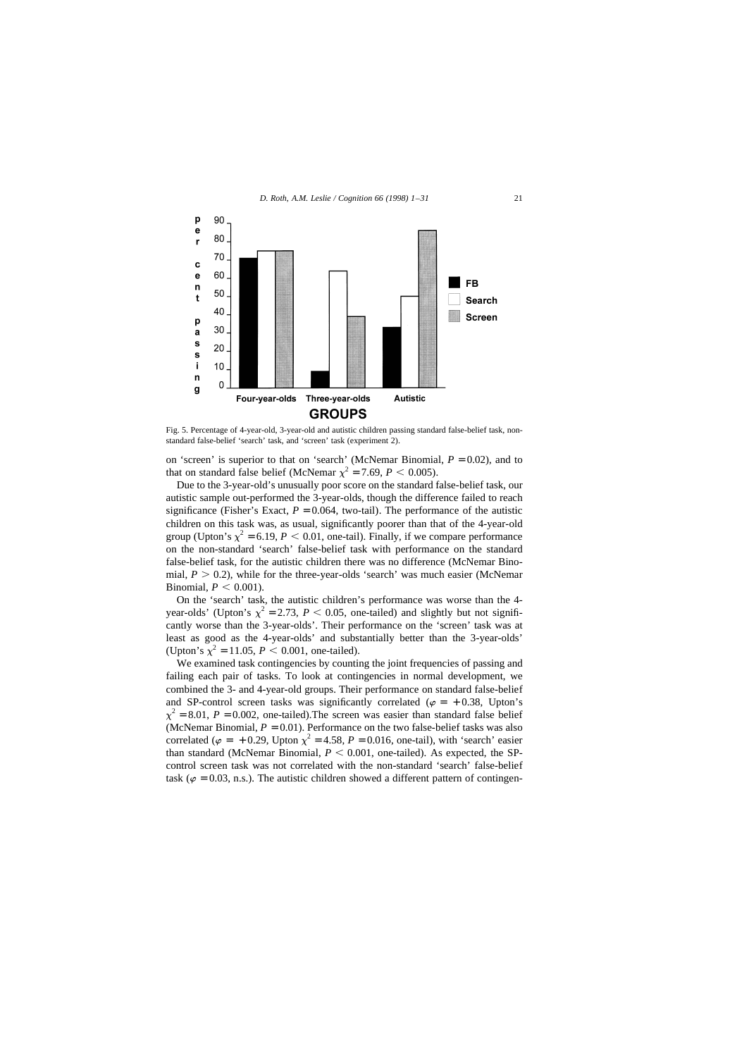Fig. 5. Percentage of 4-year-old, 3-year-old and autistic children passing standard false-belief task, non-standard false-belief 'search' task, and 'screen' task (experiment 2).

on 'screen' is superior to that on 'search' (McNemar Binomial, $P = 0.02$), and to that on standard false belief (McNemar $\chi^2 = 7.69$, $P < 0.005$).

Due to the 3-year-old's unusually poor score on the standard false-belief task, our autistic sample out-performed the 3-year-olds, though the difference failed to reach significance (Fisher's Exact, $P = 0.064$, two-tail). The performance of the autistic children on this task was, as usual, significantly poorer than that of the 4-year-old group (Upton's $\chi^2 = 6.19$, $P < 0.01$, one-tail). Finally, if we compare performance on the non-standard 'search' false-belief task with performance on the standard false-belief task, for the autistic children there was no difference (McNemar Binomial, $P > 0.2$), while for the three-year-olds 'search' was much easier (McNemar Binomial, $P < 0.001$).

On the 'search' task, the autistic children's performance was worse than the 4-year-olds' (Upton's $\chi^2 = 2.73$, $P < 0.05$, one-tailed) and slightly but not significantly worse than the 3-year-olds'. Their performance on the 'screen' task was at least as good as the 4-year-olds' and substantially better than the 3-year-olds' (Upton's $\chi^2 = 11.05$, $P < 0.001$, one-tailed).

We examined task contingencies by counting the joint frequencies of passing and failing each pair of tasks. To look at contingencies in normal development, we combined the 3- and 4-year-old groups. Their performance on standard false-belief and SP-control screen tasks was significantly correlated ($\varphi = +0.38$, Upton's $\chi^2 = 8.01$, $P = 0.002$, one-tailed).The screen was easier than standard false belief (McNemar Binomial, $P = 0.01$). Performance on the two false-belief tasks was also correlated ($\varphi = +0.29$, Upton $\chi^2 = 4.58$, $P = 0.016$, one-tail), with 'search' easier than standard (McNemar Binomial, $P < 0.001$, one-tailed). As expected, the SP-control screen task was not correlated with the non-standard 'search' false-belief task ($\varphi = 0.03$, n.s.). The autistic children showed a different pattern of contingen-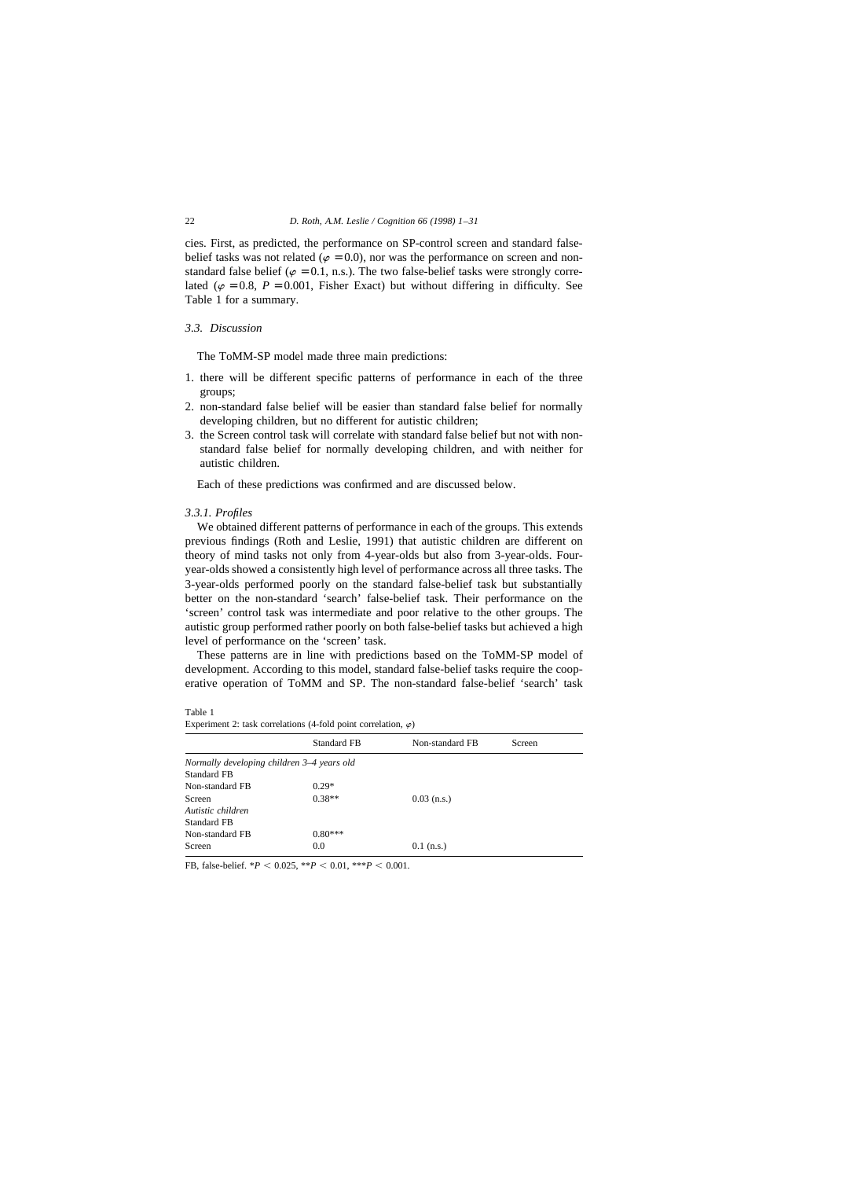cies. First, as predicted, the performance on SP-control screen and standard false-belief tasks was not related ($\varphi = 0.0$), nor was the performance on screen and non-standard false belief ($\varphi = 0.1$, n.s.). The two false-belief tasks were strongly correlated ($\varphi = 0.8$, $P = 0.001$, Fisher Exact) but without differing in difficulty. See Table 1 for a summary.

### 3.3. Discussion

The ToMM-SP model made three main predictions:

1. there will be different specific patterns of performance in each of the three groups;
2. non-standard false belief will be easier than standard false belief for normally developing children, but no different for autistic children;
3. the Screen control task will correlate with standard false belief but not with non-standard false belief for normally developing children, and with neither for autistic children.

Each of these predictions was confirmed and are discussed below.

#### 3.3.1. Profiles

We obtained different patterns of performance in each of the groups. This extends previous findings (Roth and Leslie, 1991) that autistic children are different on theory of mind tasks not only from 4-year-olds but also from 3-year-olds. Four-year-olds showed a consistently high level of performance across all three tasks. The 3-year-olds performed poorly on the standard false-belief task but substantially better on the non-standard 'search' false-belief task. Their performance on the 'screen' control task was intermediate and poor relative to the other groups. The autistic group performed rather poorly on both false-belief tasks but achieved a high level of performance on the 'screen' task.

These patterns are in line with predictions based on the ToMM-SP model of development. According to this model, standard false-belief tasks require the cooperative operation of ToMM and SP. The non-standard false-belief 'search' task

Table 1
Experiment 2: task correlations (4-fold point correlation, $\varphi$)

| | Standard FB | Non-standard FB | Screen |
|---|---|---|---|
| *Normally developing children 3–4 years old* | | | |
| Standard FB | | | |
| Non-standard FB | 0.29* | | |
| Screen | 0.38** | 0.03 (n.s.) | |
| *Autistic children* | | | |
| Standard FB | | | |
| Non-standard FB | 0.80*** | | |
| Screen | 0.0 | 0.1 (n.s.) | |

FB, false-belief. *$P < 0.025$, **$P < 0.01$, ***$P < 0.001$.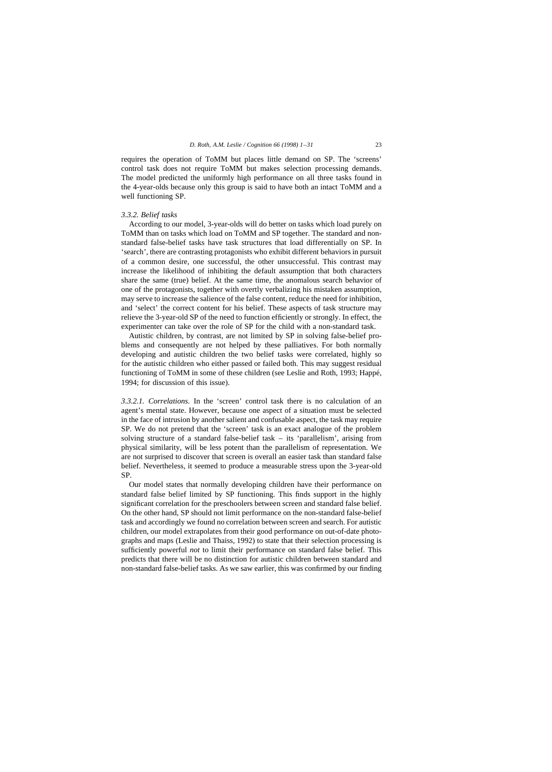requires the operation of ToMM but places little demand on SP. The 'screens' control task does not require ToMM but makes selection processing demands. The model predicted the uniformly high performance on all three tasks found in the 4-year-olds because only this group is said to have both an intact ToMM and a well functioning SP.

### *3.3.2. Belief tasks*

According to our model, 3-year-olds will do better on tasks which load purely on ToMM than on tasks which load on ToMM and SP together. The standard and non-standard false-belief tasks have task structures that load differentially on SP. In 'search', there are contrasting protagonists who exhibit different behaviors in pursuit of a common desire, one successful, the other unsuccessful. This contrast may increase the likelihood of inhibiting the default assumption that both characters share the same (true) belief. At the same time, the anomalous search behavior of one of the protagonists, together with overtly verbalizing his mistaken assumption, may serve to increase the salience of the false content, reduce the need for inhibition, and 'select' the correct content for his belief. These aspects of task structure may relieve the 3-year-old SP of the need to function efficiently or strongly. In effect, the experimenter can take over the role of SP for the child with a non-standard task.

Autistic children, by contrast, are not limited by SP in solving false-belief problems and consequently are not helped by these palliatives. For both normally developing and autistic children the two belief tasks were correlated, highly so for the autistic children who either passed or failed both. This may suggest residual functioning of ToMM in some of these children (see Leslie and Roth, 1993; Happé, 1994; for discussion of this issue).

*3.3.2.1. Correlations.* In the 'screen' control task there is no calculation of an agent's mental state. However, because one aspect of a situation must be selected in the face of intrusion by another salient and confusable aspect, the task may require SP. We do not pretend that the 'screen' task is an exact analogue of the problem solving structure of a standard false-belief task – its 'parallelism', arising from physical similarity, will be less potent than the parallelism of representation. We are not surprised to discover that screen is overall an easier task than standard false belief. Nevertheless, it seemed to produce a measurable stress upon the 3-year-old SP.

Our model states that normally developing children have their performance on standard false belief limited by SP functioning. This finds support in the highly significant correlation for the preschoolers between screen and standard false belief. On the other hand, SP should not limit performance on the non-standard false-belief task and accordingly we found no correlation between screen and search. For autistic children, our model extrapolates from their good performance on out-of-date photographs and maps (Leslie and Thaiss, 1992) to state that their selection processing is sufficiently powerful *not* to limit their performance on standard false belief. This predicts that there will be no distinction for autistic children between standard and non-standard false-belief tasks. As we saw earlier, this was confirmed by our finding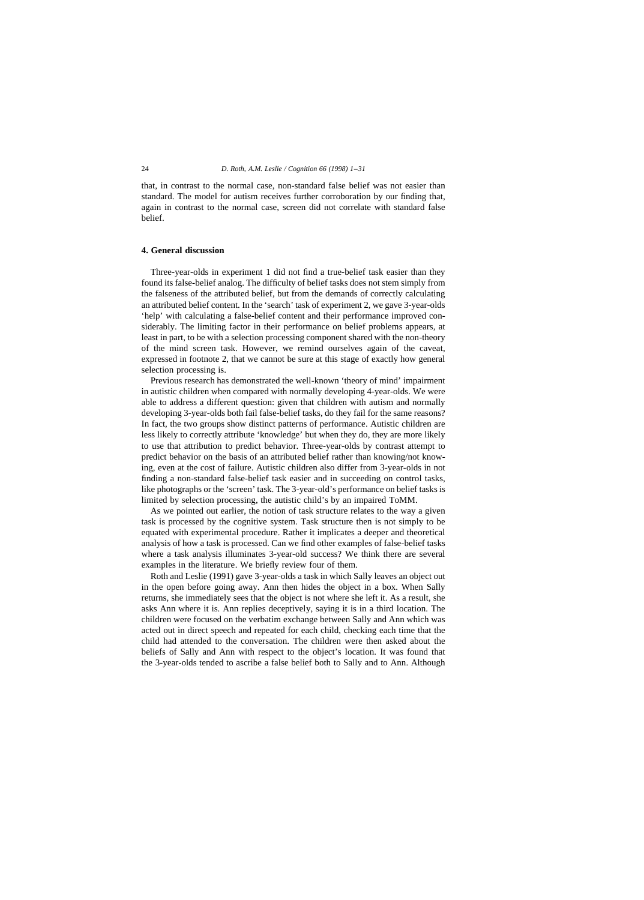that, in contrast to the normal case, non-standard false belief was not easier than standard. The model for autism receives further corroboration by our finding that, again in contrast to the normal case, screen did not correlate with standard false belief.

## 4. General discussion

Three-year-olds in experiment 1 did not find a true-belief task easier than they found its false-belief analog. The difficulty of belief tasks does not stem simply from the falseness of the attributed belief, but from the demands of correctly calculating an attributed belief content. In the 'search' task of experiment 2, we gave 3-year-olds 'help' with calculating a false-belief content and their performance improved considerably. The limiting factor in their performance on belief problems appears, at least in part, to be with a selection processing component shared with the non-theory of the mind screen task. However, we remind ourselves again of the caveat, expressed in footnote 2, that we cannot be sure at this stage of exactly how general selection processing is.

Previous research has demonstrated the well-known 'theory of mind' impairment in autistic children when compared with normally developing 4-year-olds. We were able to address a different question: given that children with autism and normally developing 3-year-olds both fail false-belief tasks, do they fail for the same reasons? In fact, the two groups show distinct patterns of performance. Autistic children are less likely to correctly attribute 'knowledge' but when they do, they are more likely to use that attribution to predict behavior. Three-year-olds by contrast attempt to predict behavior on the basis of an attributed belief rather than knowing/not knowing, even at the cost of failure. Autistic children also differ from 3-year-olds in not finding a non-standard false-belief task easier and in succeeding on control tasks, like photographs or the 'screen' task. The 3-year-old's performance on belief tasks is limited by selection processing, the autistic child's by an impaired ToMM.

As we pointed out earlier, the notion of task structure relates to the way a given task is processed by the cognitive system. Task structure then is not simply to be equated with experimental procedure. Rather it implicates a deeper and theoretical analysis of how a task is processed. Can we find other examples of false-belief tasks where a task analysis illuminates 3-year-old success? We think there are several examples in the literature. We briefly review four of them.

Roth and Leslie (1991) gave 3-year-olds a task in which Sally leaves an object out in the open before going away. Ann then hides the object in a box. When Sally returns, she immediately sees that the object is not where she left it. As a result, she asks Ann where it is. Ann replies deceptively, saying it is in a third location. The children were focused on the verbatim exchange between Sally and Ann which was acted out in direct speech and repeated for each child, checking each time that the child had attended to the conversation. The children were then asked about the beliefs of Sally and Ann with respect to the object's location. It was found that the 3-year-olds tended to ascribe a false belief both to Sally and to Ann. Although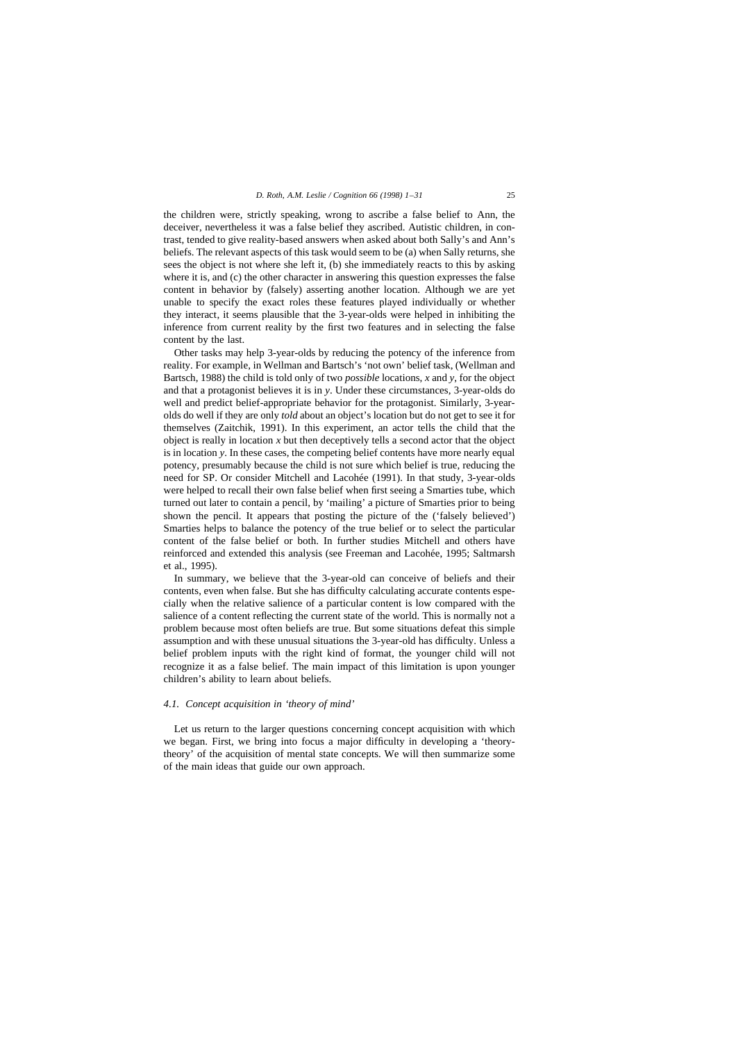the children were, strictly speaking, wrong to ascribe a false belief to Ann, the deceiver, nevertheless it was a false belief they ascribed. Autistic children, in contrast, tended to give reality-based answers when asked about both Sally's and Ann's beliefs. The relevant aspects of this task would seem to be (a) when Sally returns, she sees the object is not where she left it, (b) she immediately reacts to this by asking where it is, and (c) the other character in answering this question expresses the false content in behavior by (falsely) asserting another location. Although we are yet unable to specify the exact roles these features played individually or whether they interact, it seems plausible that the 3-year-olds were helped in inhibiting the inference from current reality by the first two features and in selecting the false content by the last.

Other tasks may help 3-year-olds by reducing the potency of the inference from reality. For example, in Wellman and Bartsch's 'not own' belief task, (Wellman and Bartsch, 1988) the child is told only of two *possible* locations, *x* and *y*, for the object and that a protagonist believes it is in *y*. Under these circumstances, 3-year-olds do well and predict belief-appropriate behavior for the protagonist. Similarly, 3-year-olds do well if they are only *told* about an object's location but do not get to see it for themselves (Zaitchik, 1991). In this experiment, an actor tells the child that the object is really in location *x* but then deceptively tells a second actor that the object is in location *y*. In these cases, the competing belief contents have more nearly equal potency, presumably because the child is not sure which belief is true, reducing the need for SP. Or consider Mitchell and Lacohée (1991). In that study, 3-year-olds were helped to recall their own false belief when first seeing a Smarties tube, which turned out later to contain a pencil, by 'mailing' a picture of Smarties prior to being shown the pencil. It appears that posting the picture of the ('falsely believed') Smarties helps to balance the potency of the true belief or to select the particular content of the false belief or both. In further studies Mitchell and others have reinforced and extended this analysis (see Freeman and Lacohée, 1995; Saltmarsh et al., 1995).

In summary, we believe that the 3-year-old can conceive of beliefs and their contents, even when false. But she has difficulty calculating accurate contents especially when the relative salience of a particular content is low compared with the salience of a content reflecting the current state of the world. This is normally not a problem because most often beliefs are true. But some situations defeat this simple assumption and with these unusual situations the 3-year-old has difficulty. Unless a belief problem inputs with the right kind of format, the younger child will not recognize it as a false belief. The main impact of this limitation is upon younger children's ability to learn about beliefs.

### 4.1. Concept acquisition in 'theory of mind'

Let us return to the larger questions concerning concept acquisition with which we began. First, we bring into focus a major difficulty in developing a 'theory-theory' of the acquisition of mental state concepts. We will then summarize some of the main ideas that guide our own approach.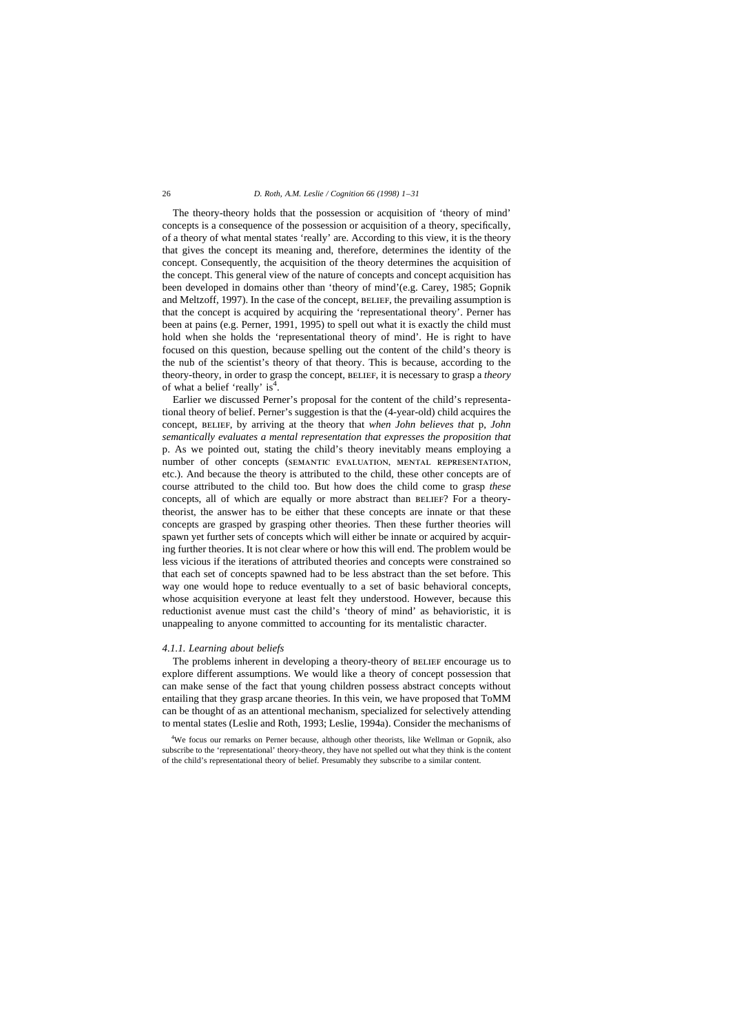The theory-theory holds that the possession or acquisition of 'theory of mind' concepts is a consequence of the possession or acquisition of a theory, specifically, of a theory of what mental states 'really' are. According to this view, it is the theory that gives the concept its meaning and, therefore, determines the identity of the concept. Consequently, the acquisition of the theory determines the acquisition of the concept. This general view of the nature of concepts and concept acquisition has been developed in domains other than 'theory of mind'(e.g. Carey, 1985; Gopnik and Meltzoff, 1997). In the case of the concept, BELIEF, the prevailing assumption is that the concept is acquired by acquiring the 'representational theory'. Perner has been at pains (e.g. Perner, 1991, 1995) to spell out what it is exactly the child must hold when she holds the 'representational theory of mind'. He is right to have focused on this question, because spelling out the content of the child's theory is the nub of the scientist's theory of that theory. This is because, according to the theory-theory, in order to grasp the concept, BELIEF, it is necessary to grasp a *theory* of what a belief 'really' is[4].

Earlier we discussed Perner's proposal for the content of the child's representational theory of belief. Perner's suggestion is that the (4-year-old) child acquires the concept, BELIEF, by arriving at the theory that *when John believes that* p, *John semantically evaluates a mental representation that expresses the proposition that* p. As we pointed out, stating the child's theory inevitably means employing a number of other concepts (SEMANTIC EVALUATION, MENTAL REPRESENTATION, etc.). And because the theory is attributed to the child, these other concepts are of course attributed to the child too. But how does the child come to grasp *these* concepts, all of which are equally or more abstract than BELIEF? For a theory-theorist, the answer has to be either that these concepts are innate or that these concepts are grasped by grasping other theories. Then these further theories will spawn yet further sets of concepts which will either be innate or acquired by acquiring further theories. It is not clear where or how this will end. The problem would be less vicious if the iterations of attributed theories and concepts were constrained so that each set of concepts spawned had to be less abstract than the set before. This way one would hope to reduce eventually to a set of basic behavioral concepts, whose acquisition everyone at least felt they understood. However, because this reductionist avenue must cast the child's 'theory of mind' as behavioristic, it is unappealing to anyone committed to accounting for its mentalistic character.

#### 4.1.1. Learning about beliefs

The problems inherent in developing a theory-theory of BELIEF encourage us to explore different assumptions. We would like a theory of concept possession that can make sense of the fact that young children possess abstract concepts without entailing that they grasp arcane theories. In this vein, we have proposed that ToMM can be thought of as an attentional mechanism, specialized for selectively attending to mental states (Leslie and Roth, 1993; Leslie, 1994a). Consider the mechanisms of

[4]We focus our remarks on Perner because, although other theorists, like Wellman or Gopnik, also subscribe to the 'representational' theory-theory, they have not spelled out what they think is the content of the child's representational theory of belief. Presumably they subscribe to a similar content.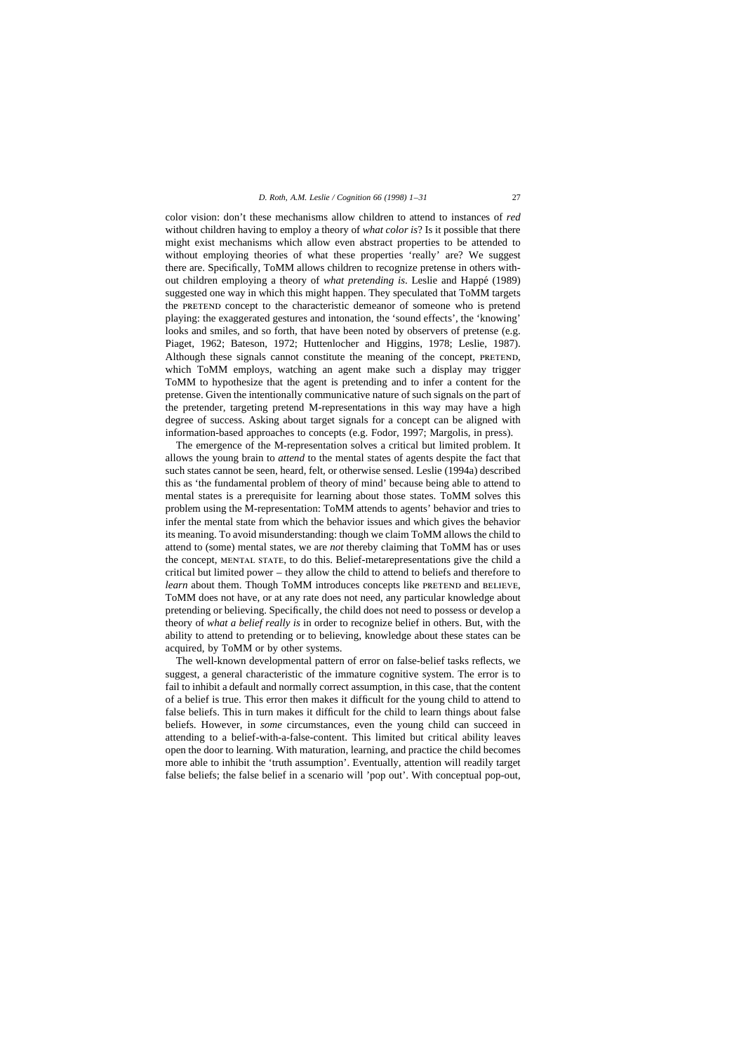color vision: don't these mechanisms allow children to attend to instances of *red* without children having to employ a theory of *what color is*? Is it possible that there might exist mechanisms which allow even abstract properties to be attended to without employing theories of what these properties 'really' are? We suggest there are. Specifically, ToMM allows children to recognize pretense in others without children employing a theory of *what pretending is*. Leslie and Happé (1989) suggested one way in which this might happen. They speculated that ToMM targets the PRETEND concept to the characteristic demeanor of someone who is pretend playing: the exaggerated gestures and intonation, the 'sound effects', the 'knowing' looks and smiles, and so forth, that have been noted by observers of pretense (e.g. Piaget, 1962; Bateson, 1972; Huttenlocher and Higgins, 1978; Leslie, 1987). Although these signals cannot constitute the meaning of the concept, PRETEND, which ToMM employs, watching an agent make such a display may trigger ToMM to hypothesize that the agent is pretending and to infer a content for the pretense. Given the intentionally communicative nature of such signals on the part of the pretender, targeting pretend M-representations in this way may have a high degree of success. Asking about target signals for a concept can be aligned with information-based approaches to concepts (e.g. Fodor, 1997; Margolis, in press).

The emergence of the M-representation solves a critical but limited problem. It allows the young brain to *attend* to the mental states of agents despite the fact that such states cannot be seen, heard, felt, or otherwise sensed. Leslie (1994a) described this as 'the fundamental problem of theory of mind' because being able to attend to mental states is a prerequisite for learning about those states. ToMM solves this problem using the M-representation: ToMM attends to agents' behavior and tries to infer the mental state from which the behavior issues and which gives the behavior its meaning. To avoid misunderstanding: though we claim ToMM allows the child to attend to (some) mental states, we are *not* thereby claiming that ToMM has or uses the concept, MENTAL STATE, to do this. Belief-metarepresentations give the child a critical but limited power – they allow the child to attend to beliefs and therefore to *learn* about them. Though ToMM introduces concepts like PRETEND and BELIEVE, ToMM does not have, or at any rate does not need, any particular knowledge about pretending or believing. Specifically, the child does not need to possess or develop a theory of *what a belief really is* in order to recognize belief in others. But, with the ability to attend to pretending or to believing, knowledge about these states can be acquired, by ToMM or by other systems.

The well-known developmental pattern of error on false-belief tasks reflects, we suggest, a general characteristic of the immature cognitive system. The error is to fail to inhibit a default and normally correct assumption, in this case, that the content of a belief is true. This error then makes it difficult for the young child to attend to false beliefs. This in turn makes it difficult for the child to learn things about false beliefs. However, in *some* circumstances, even the young child can succeed in attending to a belief-with-a-false-content. This limited but critical ability leaves open the door to learning. With maturation, learning, and practice the child becomes more able to inhibit the 'truth assumption'. Eventually, attention will readily target false beliefs; the false belief in a scenario will 'pop out'. With conceptual pop-out,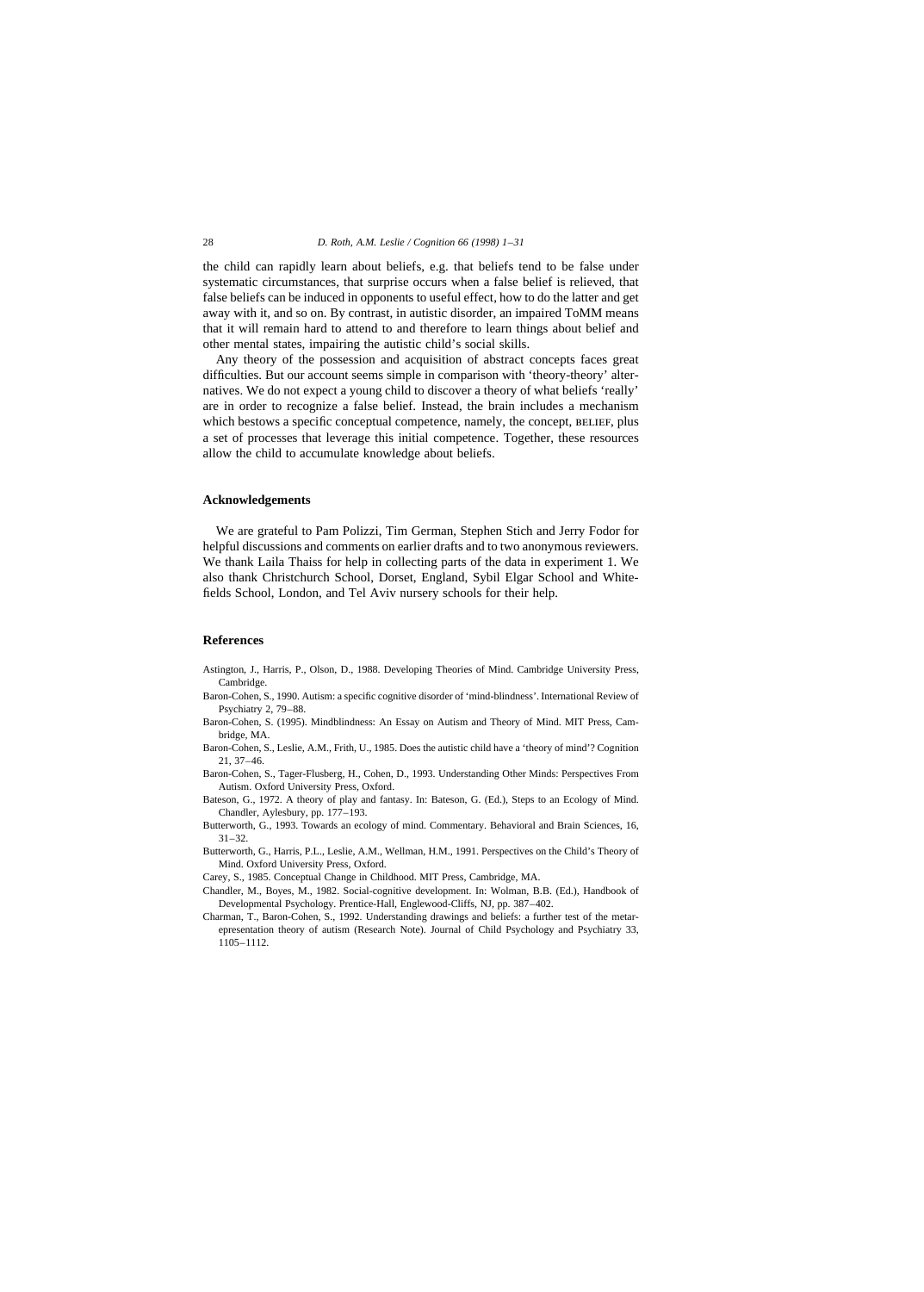the child can rapidly learn about beliefs, e.g. that beliefs tend to be false under systematic circumstances, that surprise occurs when a false belief is relieved, that false beliefs can be induced in opponents to useful effect, how to do the latter and get away with it, and so on. By contrast, in autistic disorder, an impaired ToMM means that it will remain hard to attend to and therefore to learn things about belief and other mental states, impairing the autistic child's social skills.

Any theory of the possession and acquisition of abstract concepts faces great difficulties. But our account seems simple in comparison with 'theory-theory' alternatives. We do not expect a young child to discover a theory of what beliefs 'really' are in order to recognize a false belief. Instead, the brain includes a mechanism which bestows a specific conceptual competence, namely, the concept, BELIEF, plus a set of processes that leverage this initial competence. Together, these resources allow the child to accumulate knowledge about beliefs.

## Acknowledgements

We are grateful to Pam Polizzi, Tim German, Stephen Stich and Jerry Fodor for helpful discussions and comments on earlier drafts and to two anonymous reviewers. We thank Laila Thaiss for help in collecting parts of the data in experiment 1. We also thank Christchurch School, Dorset, England, Sybil Elgar School and Whitefields School, London, and Tel Aviv nursery schools for their help.

## References

Astington, J., Harris, P., Olson, D., 1988. Developing Theories of Mind. Cambridge University Press, Cambridge.

Baron-Cohen, S., 1990. Autism: a specific cognitive disorder of 'mind-blindness'. International Review of Psychiatry 2, 79–88.

Baron-Cohen, S. (1995). Mindblindness: An Essay on Autism and Theory of Mind. MIT Press, Cambridge, MA.

Baron-Cohen, S., Leslie, A.M., Frith, U., 1985. Does the autistic child have a 'theory of mind'? Cognition 21, 37–46.

Baron-Cohen, S., Tager-Flusberg, H., Cohen, D., 1993. Understanding Other Minds: Perspectives From Autism. Oxford University Press, Oxford.

Bateson, G., 1972. A theory of play and fantasy. In: Bateson, G. (Ed.), Steps to an Ecology of Mind. Chandler, Aylesbury, pp. 177–193.

Butterworth, G., 1993. Towards an ecology of mind. Commentary. Behavioral and Brain Sciences, 16, 31–32.

Butterworth, G., Harris, P.L., Leslie, A.M., Wellman, H.M., 1991. Perspectives on the Child's Theory of Mind. Oxford University Press, Oxford.

Carey, S., 1985. Conceptual Change in Childhood. MIT Press, Cambridge, MA.

Chandler, M., Boyes, M., 1982. Social-cognitive development. In: Wolman, B.B. (Ed.), Handbook of Developmental Psychology. Prentice-Hall, Englewood-Cliffs, NJ, pp. 387–402.

Charman, T., Baron-Cohen, S., 1992. Understanding drawings and beliefs: a further test of the metarepresentation theory of autism (Research Note). Journal of Child Psychology and Psychiatry 33, 1105–1112.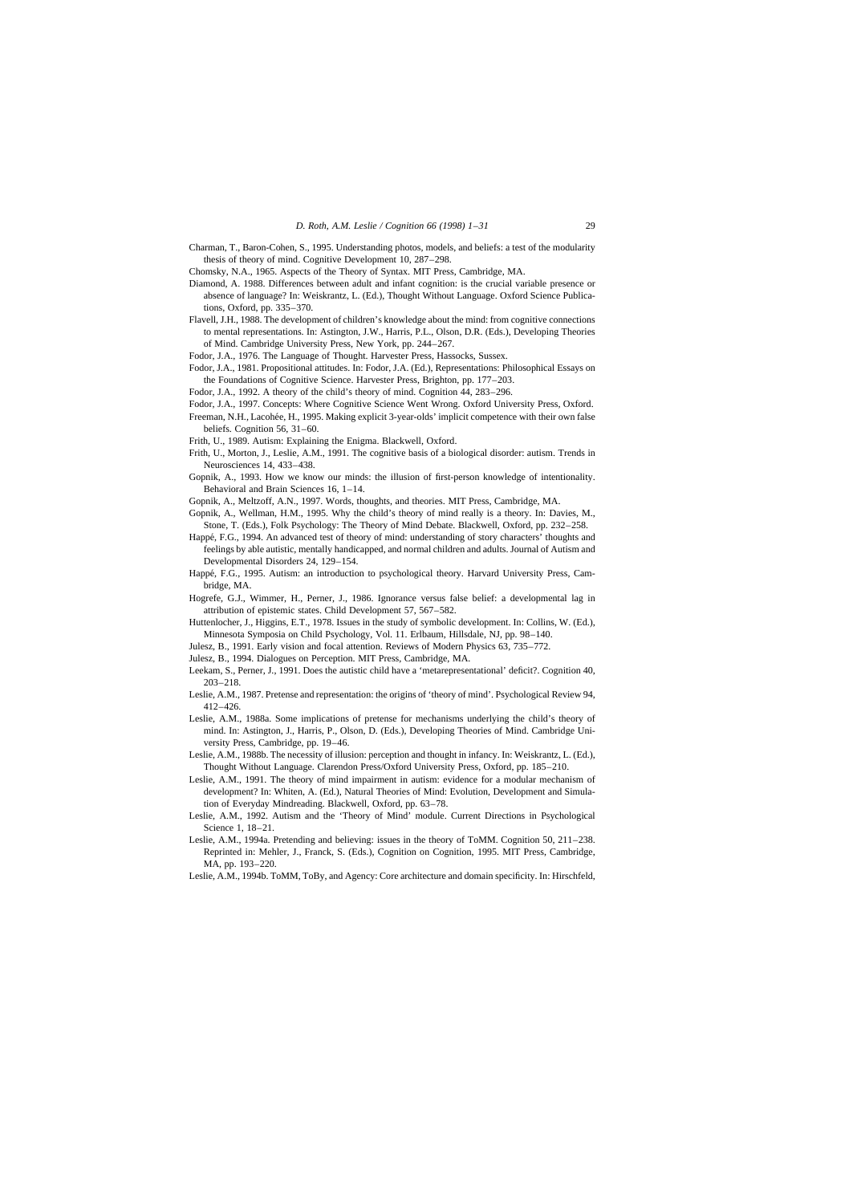Charman, T., Baron-Cohen, S., 1995. Understanding photos, models, and beliefs: a test of the modularity thesis of theory of mind. Cognitive Development 10, 287–298.

Chomsky, N.A., 1965. Aspects of the Theory of Syntax. MIT Press, Cambridge, MA.

Diamond, A. 1988. Differences between adult and infant cognition: is the crucial variable presence or absence of language? In: Weiskrantz, L. (Ed.), Thought Without Language. Oxford Science Publications, Oxford, pp. 335–370.

Flavell, J.H., 1988. The development of children's knowledge about the mind: from cognitive connections to mental representations. In: Astington, J.W., Harris, P.L., Olson, D.R. (Eds.), Developing Theories of Mind. Cambridge University Press, New York, pp. 244–267.

Fodor, J.A., 1976. The Language of Thought. Harvester Press, Hassocks, Sussex.

Fodor, J.A., 1981. Propositional attitudes. In: Fodor, J.A. (Ed.), Representations: Philosophical Essays on the Foundations of Cognitive Science. Harvester Press, Brighton, pp. 177–203.

Fodor, J.A., 1992. A theory of the child's theory of mind. Cognition 44, 283–296.

Fodor, J.A., 1997. Concepts: Where Cognitive Science Went Wrong. Oxford University Press, Oxford.

Freeman, N.H., Lacohée, H., 1995. Making explicit 3-year-olds' implicit competence with their own false beliefs. Cognition 56, 31–60.

Frith, U., 1989. Autism: Explaining the Enigma. Blackwell, Oxford.

Frith, U., Morton, J., Leslie, A.M., 1991. The cognitive basis of a biological disorder: autism. Trends in Neurosciences 14, 433–438.

Gopnik, A., 1993. How we know our minds: the illusion of first-person knowledge of intentionality. Behavioral and Brain Sciences 16, 1–14.

Gopnik, A., Meltzoff, A.N., 1997. Words, thoughts, and theories. MIT Press, Cambridge, MA.

Gopnik, A., Wellman, H.M., 1995. Why the child's theory of mind really is a theory. In: Davies, M., Stone, T. (Eds.), Folk Psychology: The Theory of Mind Debate. Blackwell, Oxford, pp. 232–258.

Happé, F.G., 1994. An advanced test of theory of mind: understanding of story characters' thoughts and feelings by able autistic, mentally handicapped, and normal children and adults. Journal of Autism and Developmental Disorders 24, 129–154.

Happé, F.G., 1995. Autism: an introduction to psychological theory. Harvard University Press, Cambridge, MA.

Hogrefe, G.J., Wimmer, H., Perner, J., 1986. Ignorance versus false belief: a developmental lag in attribution of epistemic states. Child Development 57, 567–582.

Huttenlocher, J., Higgins, E.T., 1978. Issues in the study of symbolic development. In: Collins, W. (Ed.), Minnesota Symposia on Child Psychology, Vol. 11. Erlbaum, Hillsdale, NJ, pp. 98–140.

Julesz, B., 1991. Early vision and focal attention. Reviews of Modern Physics 63, 735–772.

Julesz, B., 1994. Dialogues on Perception. MIT Press, Cambridge, MA.

Leekam, S., Perner, J., 1991. Does the autistic child have a 'metarepresentational' deficit?. Cognition 40, 203–218.

Leslie, A.M., 1987. Pretense and representation: the origins of 'theory of mind'. Psychological Review 94, 412–426.

Leslie, A.M., 1988a. Some implications of pretense for mechanisms underlying the child's theory of mind. In: Astington, J., Harris, P., Olson, D. (Eds.), Developing Theories of Mind. Cambridge University Press, Cambridge, pp. 19–46.

Leslie, A.M., 1988b. The necessity of illusion: perception and thought in infancy. In: Weiskrantz, L. (Ed.), Thought Without Language. Clarendon Press/Oxford University Press, Oxford, pp. 185–210.

Leslie, A.M., 1991. The theory of mind impairment in autism: evidence for a modular mechanism of development? In: Whiten, A. (Ed.), Natural Theories of Mind: Evolution, Development and Simulation of Everyday Mindreading. Blackwell, Oxford, pp. 63–78.

Leslie, A.M., 1992. Autism and the 'Theory of Mind' module. Current Directions in Psychological Science 1, 18–21.

Leslie, A.M., 1994a. Pretending and believing: issues in the theory of ToMM. Cognition 50, 211–238. Reprinted in: Mehler, J., Franck, S. (Eds.), Cognition on Cognition, 1995. MIT Press, Cambridge, MA, pp. 193–220.

Leslie, A.M., 1994b. ToMM, ToBy, and Agency: Core architecture and domain specificity. In: Hirschfeld,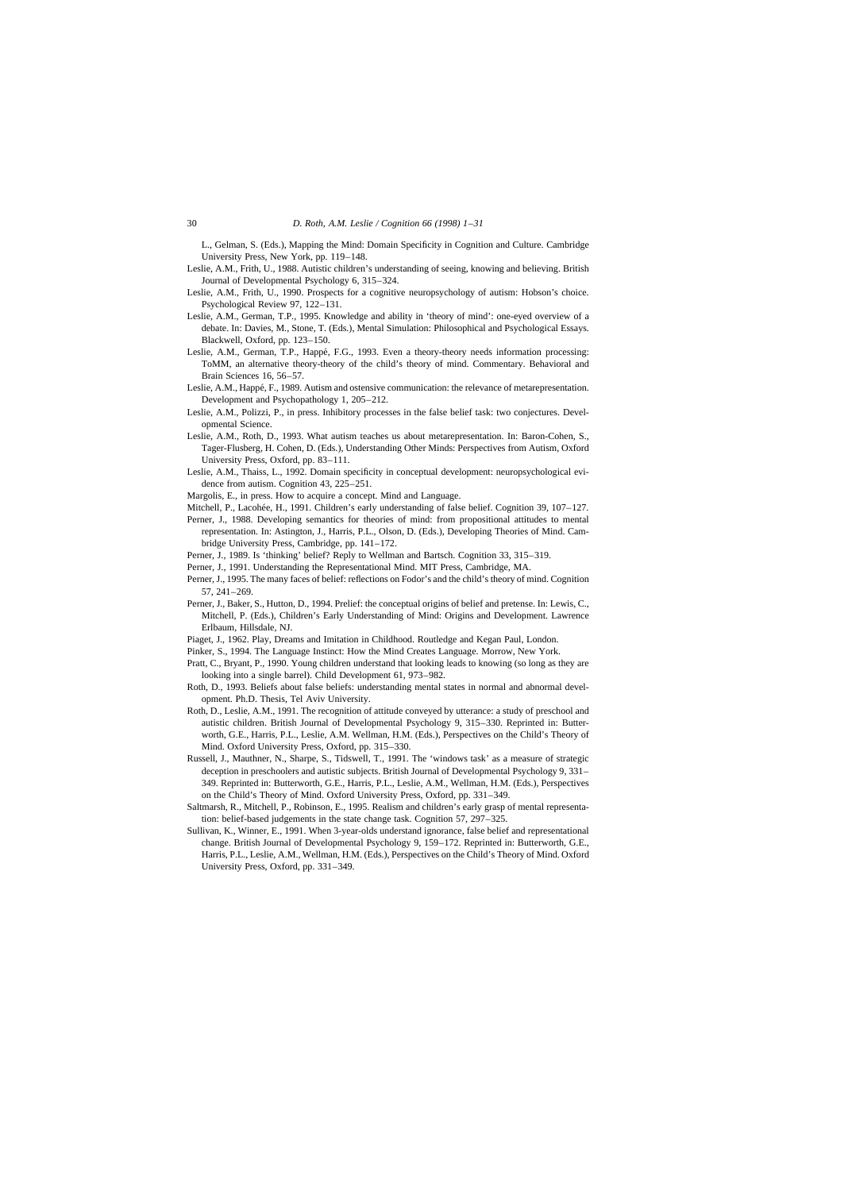L., Gelman, S. (Eds.), Mapping the Mind: Domain Specificity in Cognition and Culture. Cambridge University Press, New York, pp. 119–148.

Leslie, A.M., Frith, U., 1988. Autistic children's understanding of seeing, knowing and believing. British Journal of Developmental Psychology 6, 315–324.

Leslie, A.M., Frith, U., 1990. Prospects for a cognitive neuropsychology of autism: Hobson's choice. Psychological Review 97, 122–131.

Leslie, A.M., German, T.P., 1995. Knowledge and ability in 'theory of mind': one-eyed overview of a debate. In: Davies, M., Stone, T. (Eds.), Mental Simulation: Philosophical and Psychological Essays. Blackwell, Oxford, pp. 123–150.

Leslie, A.M., German, T.P., Happé, F.G., 1993. Even a theory-theory needs information processing: ToMM, an alternative theory-theory of the child's theory of mind. Commentary. Behavioral and Brain Sciences 16, 56–57.

Leslie, A.M., Happé, F., 1989. Autism and ostensive communication: the relevance of metarepresentation. Development and Psychopathology 1, 205–212.

Leslie, A.M., Polizzi, P., in press. Inhibitory processes in the false belief task: two conjectures. Developmental Science.

Leslie, A.M., Roth, D., 1993. What autism teaches us about metarepresentation. In: Baron-Cohen, S., Tager-Flusberg, H. Cohen, D. (Eds.), Understanding Other Minds: Perspectives from Autism, Oxford University Press, Oxford, pp. 83–111.

Leslie, A.M., Thaiss, L., 1992. Domain specificity in conceptual development: neuropsychological evidence from autism. Cognition 43, 225–251.

Margolis, E., in press. How to acquire a concept. Mind and Language.

Mitchell, P., Lacohée, H., 1991. Children's early understanding of false belief. Cognition 39, 107–127.

Perner, J., 1988. Developing semantics for theories of mind: from propositional attitudes to mental representation. In: Astington, J., Harris, P.L., Olson, D. (Eds.), Developing Theories of Mind. Cambridge University Press, Cambridge, pp. 141–172.

Perner, J., 1989. Is 'thinking' belief? Reply to Wellman and Bartsch. Cognition 33, 315–319.

Perner, J., 1991. Understanding the Representational Mind. MIT Press, Cambridge, MA.

Perner, J., 1995. The many faces of belief: reflections on Fodor's and the child's theory of mind. Cognition 57, 241–269.

Perner, J., Baker, S., Hutton, D., 1994. Prelief: the conceptual origins of belief and pretense. In: Lewis, C., Mitchell, P. (Eds.), Children's Early Understanding of Mind: Origins and Development. Lawrence Erlbaum, Hillsdale, NJ.

Piaget, J., 1962. Play, Dreams and Imitation in Childhood. Routledge and Kegan Paul, London.

Pinker, S., 1994. The Language Instinct: How the Mind Creates Language. Morrow, New York.

Pratt, C., Bryant, P., 1990. Young children understand that looking leads to knowing (so long as they are looking into a single barrel). Child Development 61, 973–982.

Roth, D., 1993. Beliefs about false beliefs: understanding mental states in normal and abnormal development. Ph.D. Thesis, Tel Aviv University.

Roth, D., Leslie, A.M., 1991. The recognition of attitude conveyed by utterance: a study of preschool and autistic children. British Journal of Developmental Psychology 9, 315–330. Reprinted in: Butterworth, G.E., Harris, P.L., Leslie, A.M. Wellman, H.M. (Eds.), Perspectives on the Child's Theory of Mind. Oxford University Press, Oxford, pp. 315–330.

Russell, J., Mauthner, N., Sharpe, S., Tidswell, T., 1991. The 'windows task' as a measure of strategic deception in preschoolers and autistic subjects. British Journal of Developmental Psychology 9, 331–349. Reprinted in: Butterworth, G.E., Harris, P.L., Leslie, A.M., Wellman, H.M. (Eds.), Perspectives on the Child's Theory of Mind. Oxford University Press, Oxford, pp. 331–349.

Saltmarsh, R., Mitchell, P., Robinson, E., 1995. Realism and children's early grasp of mental representation: belief-based judgements in the state change task. Cognition 57, 297–325.

Sullivan, K., Winner, E., 1991. When 3-year-olds understand ignorance, false belief and representational change. British Journal of Developmental Psychology 9, 159–172. Reprinted in: Butterworth, G.E., Harris, P.L., Leslie, A.M., Wellman, H.M. (Eds.), Perspectives on the Child's Theory of Mind. Oxford University Press, Oxford, pp. 331–349.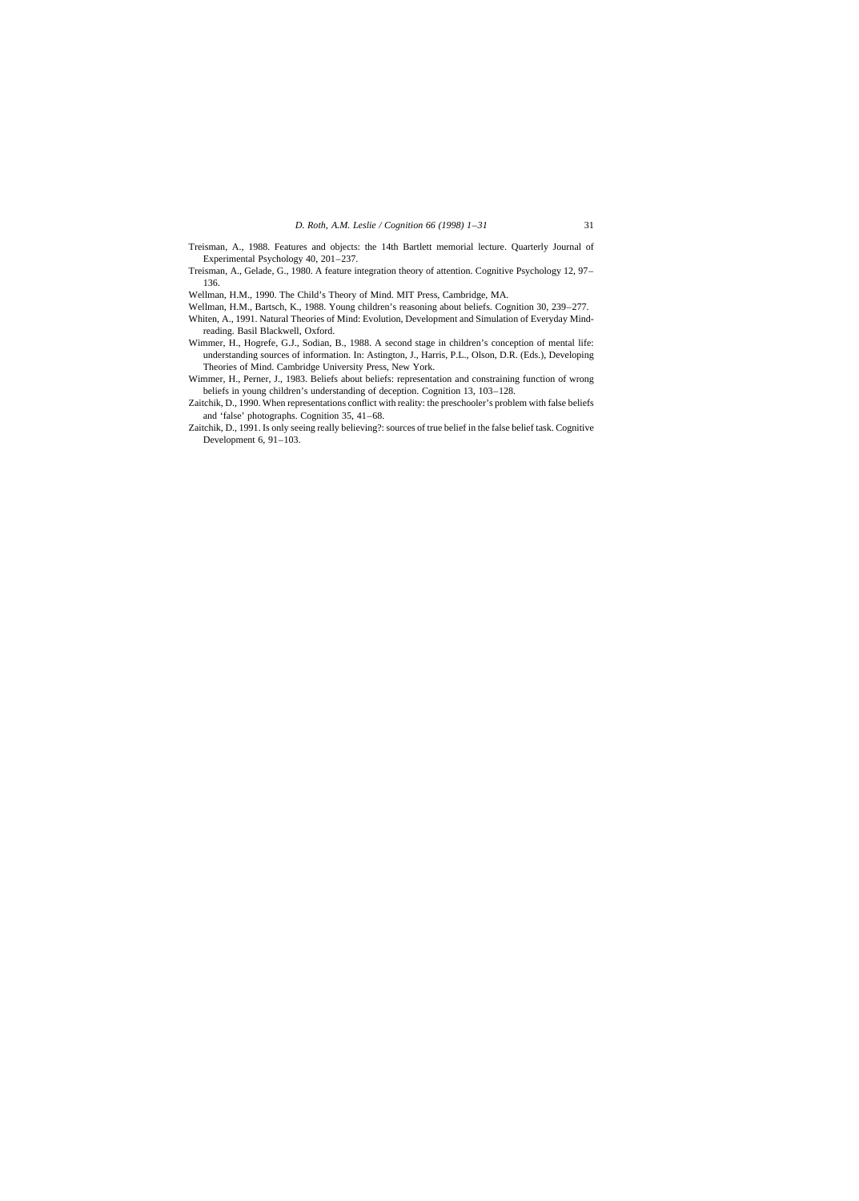Treisman, A., 1988. Features and objects: the 14th Bartlett memorial lecture. Quarterly Journal of Experimental Psychology 40, 201–237.

Treisman, A., Gelade, G., 1980. A feature integration theory of attention. Cognitive Psychology 12, 97–136.

Wellman, H.M., 1990. The Child's Theory of Mind. MIT Press, Cambridge, MA.

Wellman, H.M., Bartsch, K., 1988. Young children's reasoning about beliefs. Cognition 30, 239–277.

Whiten, A., 1991. Natural Theories of Mind: Evolution, Development and Simulation of Everyday Mindreading. Basil Blackwell, Oxford.

Wimmer, H., Hogrefe, G.J., Sodian, B., 1988. A second stage in children's conception of mental life: understanding sources of information. In: Astington, J., Harris, P.L., Olson, D.R. (Eds.), Developing Theories of Mind. Cambridge University Press, New York.

Wimmer, H., Perner, J., 1983. Beliefs about beliefs: representation and constraining function of wrong beliefs in young children's understanding of deception. Cognition 13, 103–128.

Zaitchik, D., 1990. When representations conflict with reality: the preschooler's problem with false beliefs and 'false' photographs. Cognition 35, 41–68.

Zaitchik, D., 1991. Is only seeing really believing?: sources of true belief in the false belief task. Cognitive Development 6, 91–103.